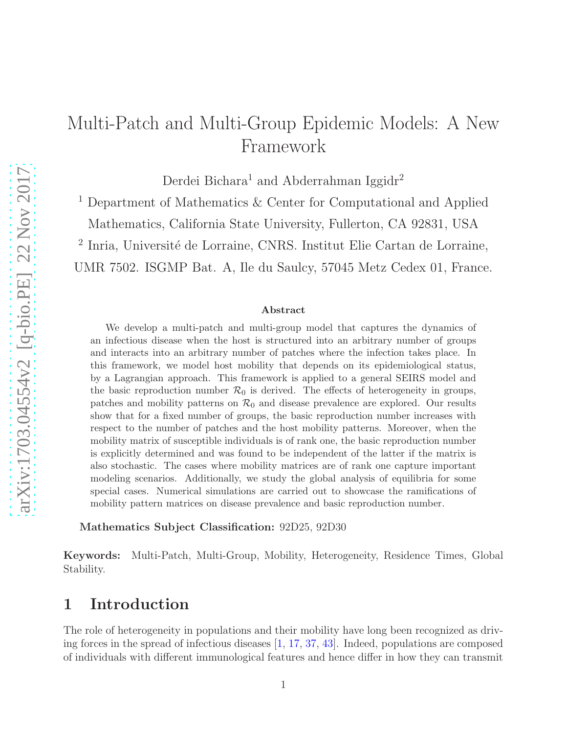# Multi-Patch and Multi-Group Epidemic Models: A New Framework

Derdei Bichara[1] and Abderrahman Iggidr[2]

[1] Department of Mathematics & Center for Computational and Applied Mathematics, California State University, Fullerton, CA 92831, USA

[2] Inria, Université de Lorraine, CNRS. Institut Elie Cartan de Lorraine, UMR 7502. ISGMP Bat. A, Ile du Saulcy, 57045 Metz Cedex 01, France.

### Abstract

We develop a multi-patch and multi-group model that captures the dynamics of an infectious disease when the host is structured into an arbitrary number of groups and interacts into an arbitrary number of patches where the infection takes place. In this framework, we model host mobility that depends on its epidemiological status, by a Lagrangian approach. This framework is applied to a general SEIRS model and the basic reproduction number $\mathcal{R}_0$ is derived. The effects of heterogeneity in groups, patches and mobility patterns on $\mathcal{R}_0$ and disease prevalence are explored. Our results show that for a fixed number of groups, the basic reproduction number increases with respect to the number of patches and the host mobility patterns. Moreover, when the mobility matrix of susceptible individuals is of rank one, the basic reproduction number is explicitly determined and was found to be independent of the latter if the matrix is also stochastic. The cases where mobility matrices are of rank one capture important modeling scenarios. Additionally, we study the global analysis of equilibria for some special cases. Numerical simulations are carried out to showcase the ramifications of mobility pattern matrices on disease prevalence and basic reproduction number.

**Mathematics Subject Classification:** 92D25, 92D30

**Keywords:** Multi-Patch, Multi-Group, Mobility, Heterogeneity, Residence Times, Global Stability.

## 1 Introduction

The role of heterogeneity in populations and their mobility have long been recognized as driving forces in the spread of infectious diseases [1, 17, 37, 43]. Indeed, populations are composed of individuals with different immunological features and hence differ in how they can transmit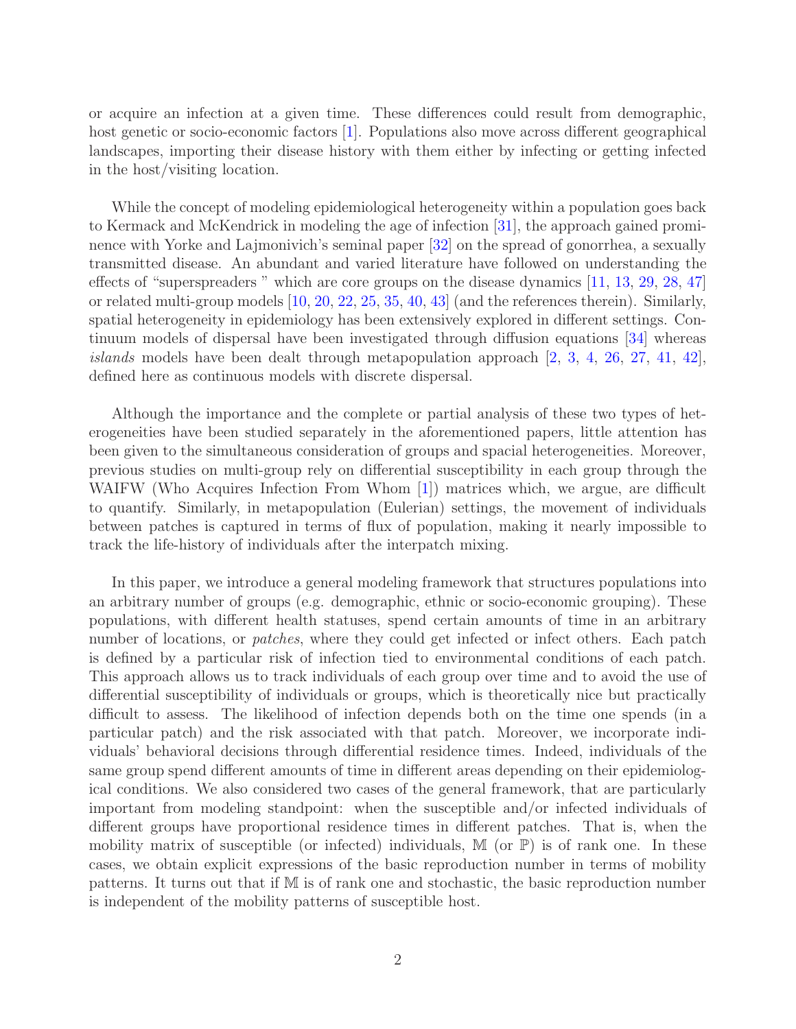or acquire an infection at a given time. These differences could result from demographic, host genetic or socio-economic factors [1]. Populations also move across different geographical landscapes, importing their disease history with them either by infecting or getting infected in the host/visiting location.

While the concept of modeling epidemiological heterogeneity within a population goes back to Kermack and McKendrick in modeling the age of infection [31], the approach gained prominence with Yorke and Lajmonivich's seminal paper [32] on the spread of gonorrhea, a sexually transmitted disease. An abundant and varied literature have followed on understanding the effects of "superspreaders " which are core groups on the disease dynamics [11, 13, 29, 28, 47] or related multi-group models [10, 20, 22, 25, 35, 40, 43] (and the references therein). Similarly, spatial heterogeneity in epidemiology has been extensively explored in different settings. Continuum models of dispersal have been investigated through diffusion equations [34] whereas *islands* models have been dealt through metapopulation approach [2, 3, 4, 26, 27, 41, 42], defined here as continuous models with discrete dispersal.

Although the importance and the complete or partial analysis of these two types of heterogeneities have been studied separately in the aforementioned papers, little attention has been given to the simultaneous consideration of groups and spacial heterogeneities. Moreover, previous studies on multi-group rely on differential susceptibility in each group through the WAIFW (Who Acquires Infection From Whom [1]) matrices which, we argue, are difficult to quantify. Similarly, in metapopulation (Eulerian) settings, the movement of individuals between patches is captured in terms of flux of population, making it nearly impossible to track the life-history of individuals after the interpatch mixing.

In this paper, we introduce a general modeling framework that structures populations into an arbitrary number of groups (e.g. demographic, ethnic or socio-economic grouping). These populations, with different health statuses, spend certain amounts of time in an arbitrary number of locations, or *patches*, where they could get infected or infect others. Each patch is defined by a particular risk of infection tied to environmental conditions of each patch. This approach allows us to track individuals of each group over time and to avoid the use of differential susceptibility of individuals or groups, which is theoretically nice but practically difficult to assess. The likelihood of infection depends both on the time one spends (in a particular patch) and the risk associated with that patch. Moreover, we incorporate individuals' behavioral decisions through differential residence times. Indeed, individuals of the same group spend different amounts of time in different areas depending on their epidemiological conditions. We also considered two cases of the general framework, that are particularly important from modeling standpoint: when the susceptible and/or infected individuals of different groups have proportional residence times in different patches. That is, when the mobility matrix of susceptible (or infected) individuals, $\mathbb{M}$ (or $\mathbb{P}$) is of rank one. In these cases, we obtain explicit expressions of the basic reproduction number in terms of mobility patterns. It turns out that if $\mathbb{M}$ is of rank one and stochastic, the basic reproduction number is independent of the mobility patterns of susceptible host.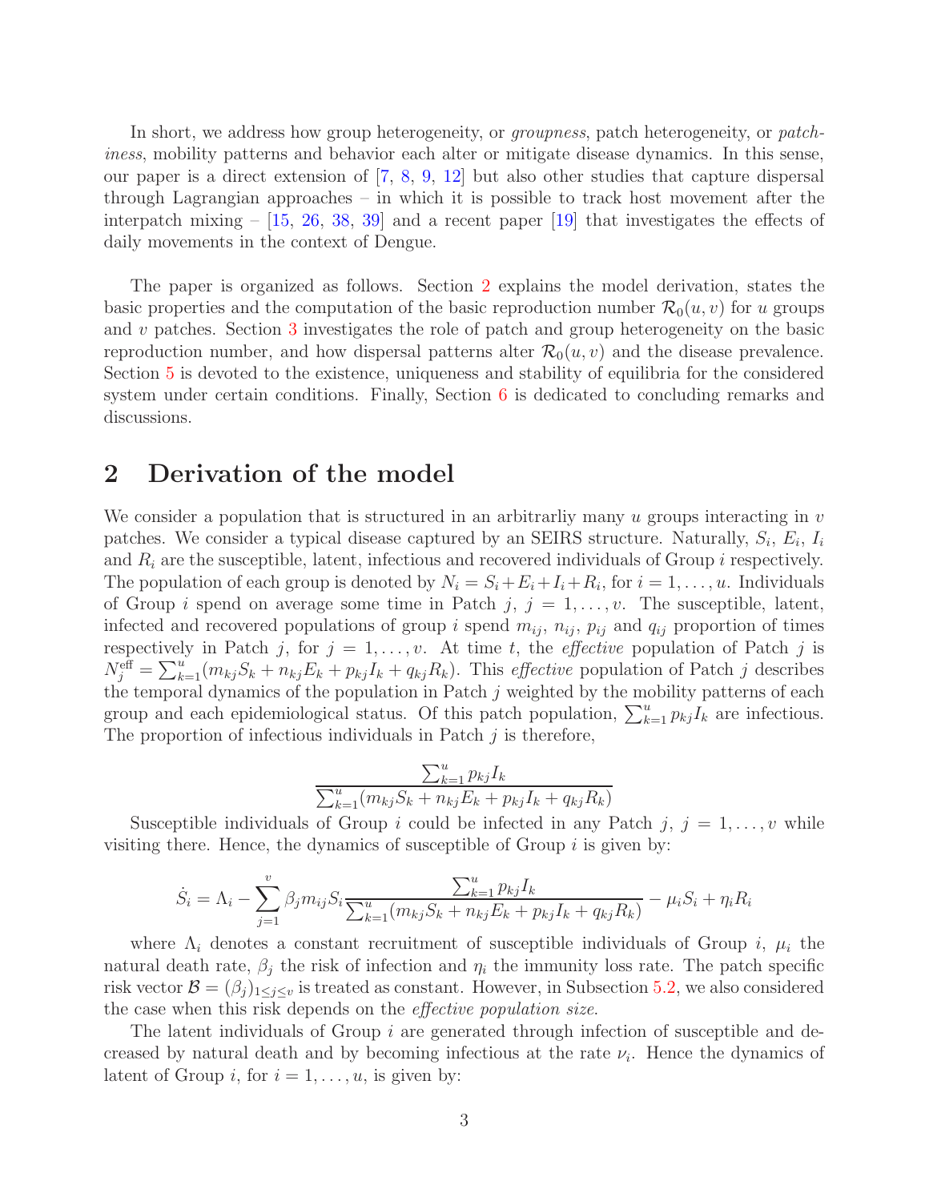In short, we address how group heterogeneity, or *groupness*, patch heterogeneity, or *patchiness*, mobility patterns and behavior each alter or mitigate disease dynamics. In this sense, our paper is a direct extension of [7, 8, 9, 12] but also other studies that capture dispersal through Lagrangian approaches – in which it is possible to track host movement after the interpatch mixing – [15, 26, 38, 39] and a recent paper [19] that investigates the effects of daily movements in the context of Dengue.

The paper is organized as follows. Section 2 explains the model derivation, states the basic properties and the computation of the basic reproduction number $\mathcal{R}_0(u, v)$ for $u$ groups and $v$ patches. Section 3 investigates the role of patch and group heterogeneity on the basic reproduction number, and how dispersal patterns alter $\mathcal{R}_0(u, v)$ and the disease prevalence. Section 5 is devoted to the existence, uniqueness and stability of equilibria for the considered system under certain conditions. Finally, Section 6 is dedicated to concluding remarks and discussions.

## 2 Derivation of the model

We consider a population that is structured in an arbitrarliy many $u$ groups interacting in $v$ patches. We consider a typical disease captured by an SEIRS structure. Naturally, $S_i$, $E_i$, $I_i$ and $R_i$ are the susceptible, latent, infectious and recovered individuals of Group $i$ respectively. The population of each group is denoted by $N_i = S_i + E_i + I_i + R_i$, for $i = 1, \dots, u$. Individuals of Group $i$ spend on average some time in Patch $j$, $j = 1, \dots, v$. The susceptible, latent, infected and recovered populations of group $i$ spend $m_{ij}$, $n_{ij}$, $p_{ij}$ and $q_{ij}$ proportion of times respectively in Patch $j$, for $j = 1, \dots, v$. At time $t$, the *effective* population of Patch $j$ is $N_j^{\text{eff}} = \sum_{k=1}^{u}(m_{kj}S_k + n_{kj}E_k + p_{kj}I_k + q_{kj}R_k)$. This *effective* population of Patch $j$ describes the temporal dynamics of the population in Patch $j$ weighted by the mobility patterns of each group and each epidemiological status. Of this patch population, $\sum_{k=1}^{u} p_{kj}I_k$ are infectious. The proportion of infectious individuals in Patch $j$ is therefore,

$$\frac{\sum_{k=1}^{u} p_{kj}I_k}{\sum_{k=1}^{u}(m_{kj}S_k + n_{kj}E_k + p_{kj}I_k + q_{kj}R_k)}$$

Susceptible individuals of Group $i$ could be infected in any Patch $j$, $j = 1, \dots, v$ while visiting there. Hence, the dynamics of susceptible of Group $i$ is given by:

$$\dot{S}_i = \Lambda_i - \sum_{j=1}^{v} \beta_j m_{ij} S_i \frac{\sum_{k=1}^{u} p_{kj}I_k}{\sum_{k=1}^{u}(m_{kj}S_k + n_{kj}E_k + p_{kj}I_k + q_{kj}R_k)} - \mu_i S_i + \eta_i R_i$$

where $\Lambda_i$ denotes a constant recruitment of susceptible individuals of Group $i$, $\mu_i$ the natural death rate, $\beta_j$ the risk of infection and $\eta_i$ the immunity loss rate. The patch specific risk vector $\mathcal{B} = (\beta_j)_{1 \leq j \leq v}$ is treated as constant. However, in Subsection 5.2, we also considered the case when this risk depends on the *effective population size*.

The latent individuals of Group $i$ are generated through infection of susceptible and decreased by natural death and by becoming infectious at the rate $\nu_i$. Hence the dynamics of latent of Group $i$, for $i = 1, \dots, u$, is given by: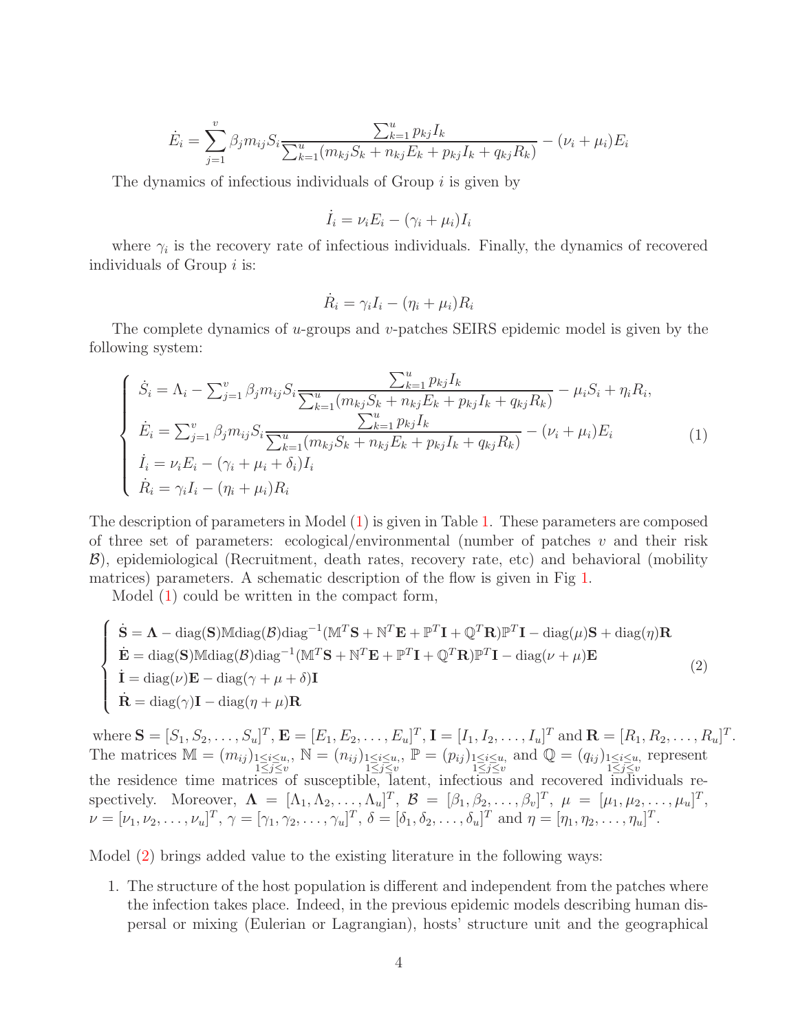$$\dot{E}_i = \sum_{j=1}^{v} \beta_j m_{ij} S_i \frac{\sum_{k=1}^{u} p_{kj} I_k}{\sum_{k=1}^{u}(m_{kj}S_k + n_{kj}E_k + p_{kj}I_k + q_{kj}R_k)} - (\nu_i + \mu_i)E_i$$

The dynamics of infectious individuals of Group $i$ is given by

$$\dot{I}_i = \nu_i E_i - (\gamma_i + \mu_i)I_i$$

where $\gamma_i$ is the recovery rate of infectious individuals. Finally, the dynamics of recovered individuals of Group $i$ is:

$$\dot{R}_i = \gamma_i I_i - (\eta_i + \mu_i)R_i$$

The complete dynamics of $u$-groups and $v$-patches SEIRS epidemic model is given by the following system:

$$\left\{\begin{array}{l} \dot{S}_i = \Lambda_i - \sum_{j=1}^{v} \beta_j m_{ij} S_i \dfrac{\sum_{k=1}^{u} p_{kj} I_k}{\sum_{k=1}^{u}(m_{kj}S_k + n_{kj}E_k + p_{kj}I_k + q_{kj}R_k)} - \mu_i S_i + \eta_i R_i, \\ \dot{E}_i = \sum_{j=1}^{v} \beta_j m_{ij} S_i \dfrac{\sum_{k=1}^{u} p_{kj} I_k}{\sum_{k=1}^{u}(m_{kj}S_k + n_{kj}E_k + p_{kj}I_k + q_{kj}R_k)} - (\nu_i + \mu_i)E_i \\ \dot{I}_i = \nu_i E_i - (\gamma_i + \mu_i + \delta_i)I_i \\ \dot{R}_i = \gamma_i I_i - (\eta_i + \mu_i)R_i \end{array}\right. \tag{1}$$

The description of parameters in Model (1) is given in Table 1. These parameters are composed of three set of parameters: ecological/environmental (number of patches $v$ and their risk $\mathcal{B}$), epidemiological (Recruitment, death rates, recovery rate, etc) and behavioral (mobility matrices) parameters. A schematic description of the flow is given in Fig 1.

Model (1) could be written in the compact form,

$$\left\{\begin{array}{l} \dot{\mathbf{S}} = \mathbf{\Lambda} - \text{diag}(\mathbf{S})\mathbb{M}\text{diag}(\mathcal{B})\text{diag}^{-1}(\mathbb{M}^T\mathbf{S} + \mathbb{N}^T\mathbf{E} + \mathbb{P}^T\mathbf{I} + \mathbb{Q}^T\mathbf{R})\mathbb{P}^T\mathbf{I} - \text{diag}(\mu)\mathbf{S} + \text{diag}(\eta)\mathbf{R} \\ \dot{\mathbf{E}} = \text{diag}(\mathbf{S})\mathbb{M}\text{diag}(\mathcal{B})\text{diag}^{-1}(\mathbb{M}^T\mathbf{S} + \mathbb{N}^T\mathbf{E} + \mathbb{P}^T\mathbf{I} + \mathbb{Q}^T\mathbf{R})\mathbb{P}^T\mathbf{I} - \text{diag}(\nu + \mu)\mathbf{E} \\ \dot{\mathbf{I}} = \text{diag}(\nu)\mathbf{E} - \text{diag}(\gamma + \mu + \delta)\mathbf{I} \\ \dot{\mathbf{R}} = \text{diag}(\gamma)\mathbf{I} - \text{diag}(\eta + \mu)\mathbf{R} \end{array}\right. \tag{2}$$

where $\mathbf{S} = [S_1, S_2, \dots, S_u]^T$, $\mathbf{E} = [E_1, E_2, \dots, E_u]^T$, $\mathbf{I} = [I_1, I_2, \dots, I_u]^T$ and $\mathbf{R} = [R_1, R_2, \dots, R_u]^T$. The matrices $\mathbb{M} = (m_{ij})_{\substack{1 \le i \le u, \\ 1 \le j \le v}}$, $\mathbb{N} = (n_{ij})_{\substack{1 \le i \le u, \\ 1 \le j \le v}}$, $\mathbb{P} = (p_{ij})_{\substack{1 \le i \le u, \\ 1 \le j \le v}}$ and $\mathbb{Q} = (q_{ij})_{\substack{1 \le i \le u, \\ 1 \le j \le v}}$ represent the residence time matrices of susceptible, latent, infectious and recovered individuals respectively. Moreover, $\mathbf{\Lambda} = [\Lambda_1, \Lambda_2, \dots, \Lambda_u]^T$, $\mathcal{B} = [\beta_1, \beta_2, \dots, \beta_v]^T$, $\mu = [\mu_1, \mu_2, \dots, \mu_u]^T$, $\nu = [\nu_1, \nu_2, \dots, \nu_u]^T$, $\gamma = [\gamma_1, \gamma_2, \dots, \gamma_u]^T$, $\delta = [\delta_1, \delta_2, \dots, \delta_u]^T$ and $\eta = [\eta_1, \eta_2, \dots, \eta_u]^T$.

Model (2) brings added value to the existing literature in the following ways:

1. The structure of the host population is different and independent from the patches where the infection takes place. Indeed, in the previous epidemic models describing human dispersal or mixing (Eulerian or Lagrangian), hosts' structure unit and the geographical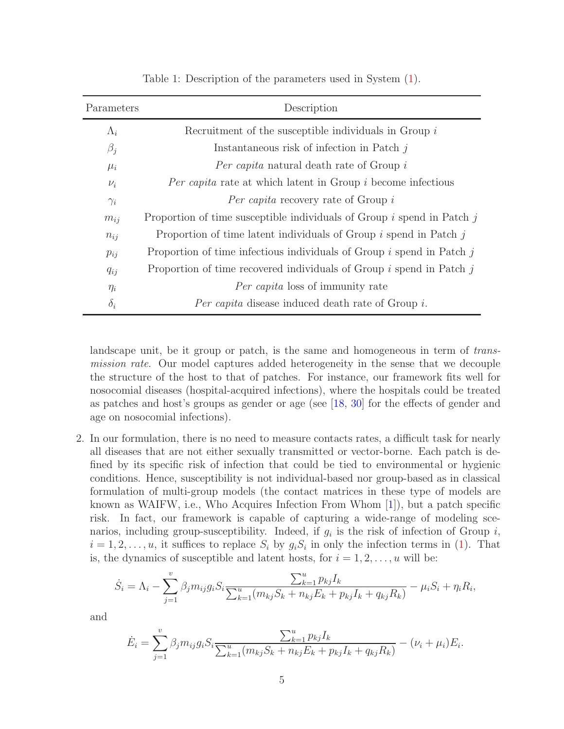Table 1: Description of the parameters used in System (1).

| Parameters | Description |
|---|---|
| $\Lambda_i$ | Recruitment of the susceptible individuals in Group $i$ |
| $\beta_j$ | Instantaneous risk of infection in Patch $j$ |
| $\mu_i$ | *Per capita* natural death rate of Group $i$ |
| $\nu_i$ | *Per capita* rate at which latent in Group $i$ become infectious |
| $\gamma_i$ | *Per capita* recovery rate of Group $i$ |
| $m_{ij}$ | Proportion of time susceptible individuals of Group $i$ spend in Patch $j$ |
| $n_{ij}$ | Proportion of time latent individuals of Group $i$ spend in Patch $j$ |
| $p_{ij}$ | Proportion of time infectious individuals of Group $i$ spend in Patch $j$ |
| $q_{ij}$ | Proportion of time recovered individuals of Group $i$ spend in Patch $j$ |
| $\eta_i$ | *Per capita* loss of immunity rate |
| $\delta_i$ | *Per capita* disease induced death rate of Group $i$. |

landscape unit, be it group or patch, is the same and homogeneous in term of *transmission rate*. Our model captures added heterogeneity in the sense that we decouple the structure of the host to that of patches. For instance, our framework fits well for nosocomial diseases (hospital-acquired infections), where the hospitals could be treated as patches and host's groups as gender or age (see [18, 30] for the effects of gender and age on nosocomial infections).

2. In our formulation, there is no need to measure contacts rates, a difficult task for nearly all diseases that are not either sexually transmitted or vector-borne. Each patch is defined by its specific risk of infection that could be tied to environmental or hygienic conditions. Hence, susceptibility is not individual-based nor group-based as in classical formulation of multi-group models (the contact matrices in these type of models are known as WAIFW, i.e., Who Acquires Infection From Whom [1]), but a patch specific risk. In fact, our framework is capable of capturing a wide-range of modeling scenarios, including group-susceptibility. Indeed, if $g_i$ is the risk of infection of Group $i$, $i = 1, 2, \ldots, u$, it suffices to replace $S_i$ by $g_i S_i$ in only the infection terms in (1). That is, the dynamics of susceptible and latent hosts, for $i = 1, 2, \ldots, u$ will be:

$$\dot{S}_i = \Lambda_i - \sum_{j=1}^{v} \beta_j m_{ij} g_i S_i \frac{\sum_{k=1}^{u} p_{kj} I_k}{\sum_{k=1}^{u}(m_{kj}S_k + n_{kj}E_k + p_{kj}I_k + q_{kj}R_k)} - \mu_i S_i + \eta_i R_i,$$

and

$$\dot{E}_i = \sum_{j=1}^{v} \beta_j m_{ij} g_i S_i \frac{\sum_{k=1}^{u} p_{kj} I_k}{\sum_{k=1}^{u}(m_{kj}S_k + n_{kj}E_k + p_{kj}I_k + q_{kj}R_k)} - (\nu_i + \mu_i)E_i.$$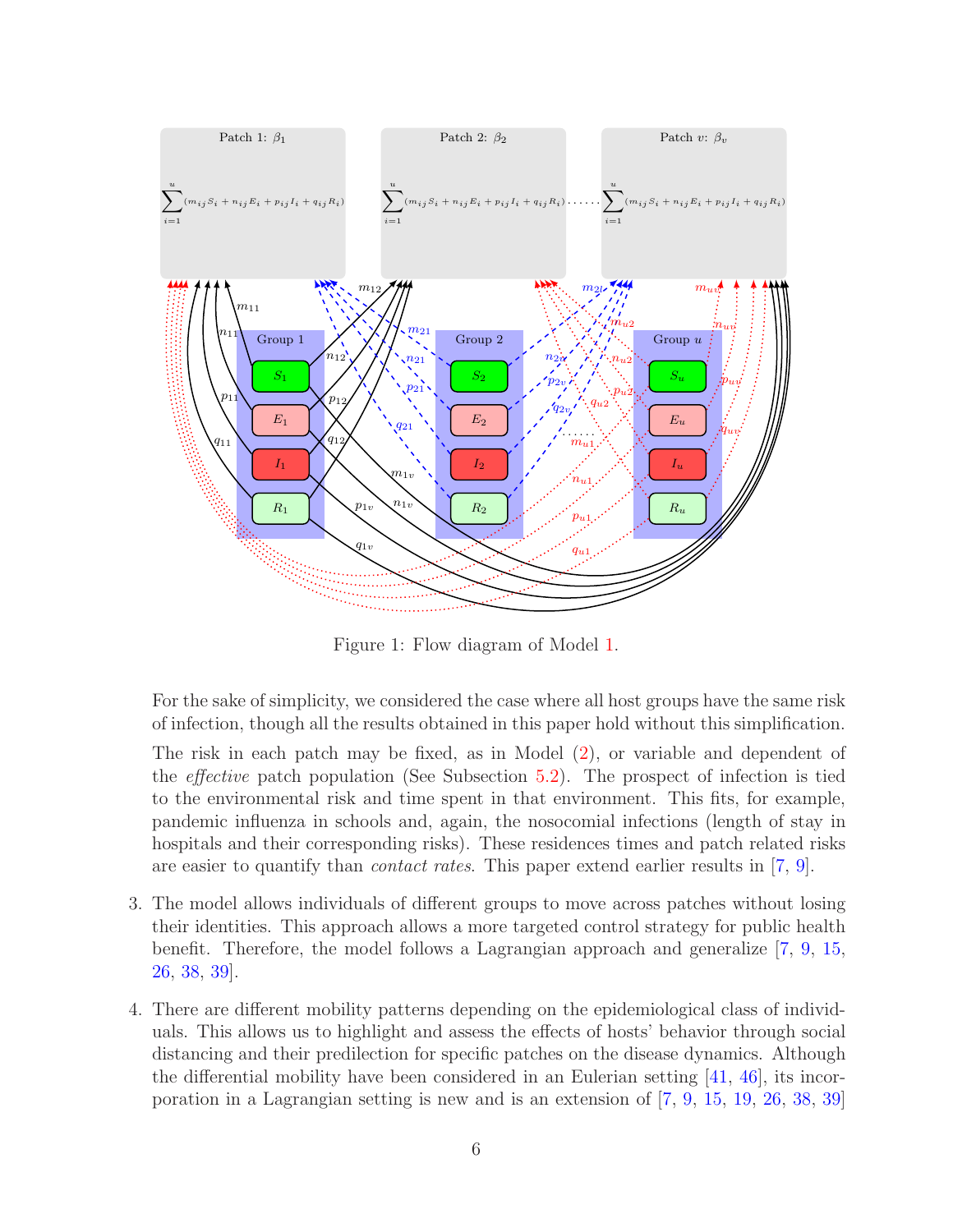Figure 1: Flow diagram of Model 1.

For the sake of simplicity, we considered the case where all host groups have the same risk of infection, though all the results obtained in this paper hold without this simplification.

The risk in each patch may be fixed, as in Model (2), or variable and dependent of the *effective* patch population (See Subsection 5.2). The prospect of infection is tied to the environmental risk and time spent in that environment. This fits, for example, pandemic influenza in schools and, again, the nosocomial infections (length of stay in hospitals and their corresponding risks). These residences times and patch related risks are easier to quantify than *contact rates*. This paper extend earlier results in [7, 9].

3. The model allows individuals of different groups to move across patches without losing their identities. This approach allows a more targeted control strategy for public health benefit. Therefore, the model follows a Lagrangian approach and generalize [7, 9, 15, 26, 38, 39].

4. There are different mobility patterns depending on the epidemiological class of individuals. This allows us to highlight and assess the effects of hosts' behavior through social distancing and their predilection for specific patches on the disease dynamics. Although the differential mobility have been considered in an Eulerian setting [41, 46], its incorporation in a Lagrangian setting is new and is an extension of [7, 9, 15, 19, 26, 38, 39]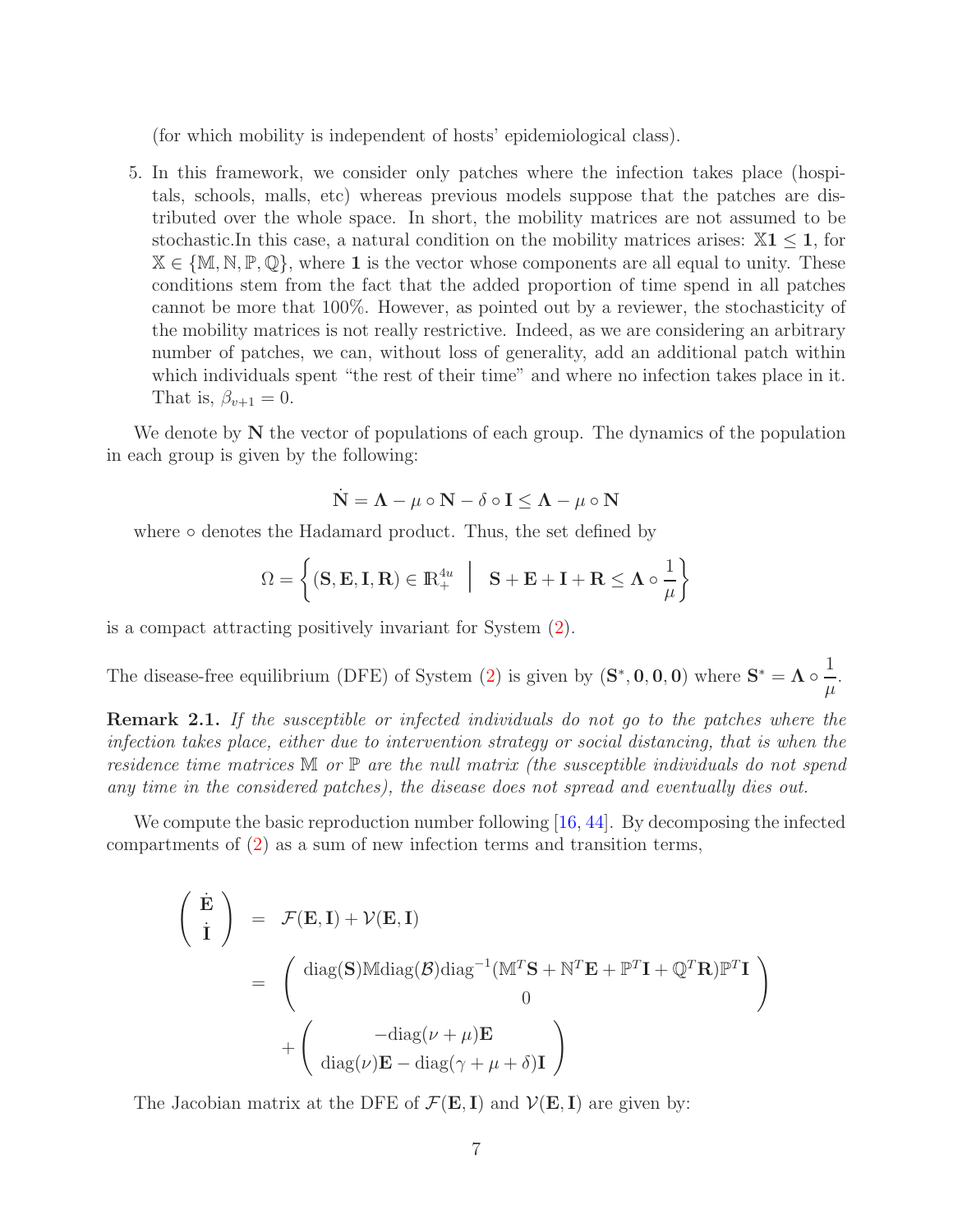(for which mobility is independent of hosts' epidemiological class).

5. In this framework, we consider only patches where the infection takes place (hospitals, schools, malls, etc) whereas previous models suppose that the patches are distributed over the whole space. In short, the mobility matrices are not assumed to be stochastic.In this case, a natural condition on the mobility matrices arises: $\mathbb{X}\mathbf{1} \leq \mathbf{1}$, for $\mathbb{X} \in \{\mathbb{M}, \mathbb{N}, \mathbb{P}, \mathbb{Q}\}$, where $\mathbf{1}$ is the vector whose components are all equal to unity. These conditions stem from the fact that the added proportion of time spend in all patches cannot be more that 100%. However, as pointed out by a reviewer, the stochasticity of the mobility matrices is not really restrictive. Indeed, as we are considering an arbitrary number of patches, we can, without loss of generality, add an additional patch within which individuals spent "the rest of their time" and where no infection takes place in it. That is, $\beta_{v+1} = 0$.

We denote by $\mathbf{N}$ the vector of populations of each group. The dynamics of the population in each group is given by the following:

$$\dot{\mathbf{N}} = \mathbf{\Lambda} - \mu \circ \mathbf{N} - \delta \circ \mathbf{I} \leq \mathbf{\Lambda} - \mu \circ \mathbf{N}$$

where $\circ$ denotes the Hadamard product. Thus, the set defined by

$$\Omega = \left\{ (\mathbf{S}, \mathbf{E}, \mathbf{I}, \mathbf{R}) \in \mathbb{R}_+^{4u} \;\middle|\; \mathbf{S} + \mathbf{E} + \mathbf{I} + \mathbf{R} \leq \mathbf{\Lambda} \circ \frac{1}{\mu} \right\}$$

is a compact attracting positively invariant for System (2).

The disease-free equilibrium (DFE) of System (2) is given by $(\mathbf{S}^*, \mathbf{0}, \mathbf{0}, \mathbf{0})$ where $\mathbf{S}^* = \mathbf{\Lambda} \circ \dfrac{1}{\mu}$.

**Remark 2.1.** *If the susceptible or infected individuals do not go to the patches where the infection takes place, either due to intervention strategy or social distancing, that is when the residence time matrices $\mathbb{M}$ or $\mathbb{P}$ are the null matrix (the susceptible individuals do not spend any time in the considered patches), the disease does not spread and eventually dies out.*

We compute the basic reproduction number following [16, 44]. By decomposing the infected compartments of (2) as a sum of new infection terms and transition terms,

$$\begin{aligned}
\begin{pmatrix} \dot{\mathbf{E}} \\ \dot{\mathbf{I}} \end{pmatrix} &= \mathcal{F}(\mathbf{E}, \mathbf{I}) + \mathcal{V}(\mathbf{E}, \mathbf{I}) \\
&= \begin{pmatrix} \text{diag}(\mathbf{S})\mathbb{M}\text{diag}(\mathcal{B})\text{diag}^{-1}(\mathbb{M}^T\mathbf{S} + \mathbb{N}^T\mathbf{E} + \mathbb{P}^T\mathbf{I} + \mathbb{Q}^T\mathbf{R})\mathbb{P}^T\mathbf{I} \\ 0 \end{pmatrix} \\
&\quad + \begin{pmatrix} -\text{diag}(\nu + \mu)\mathbf{E} \\ \text{diag}(\nu)\mathbf{E} - \text{diag}(\gamma + \mu + \delta)\mathbf{I} \end{pmatrix}
\end{aligned}$$

The Jacobian matrix at the DFE of $\mathcal{F}(\mathbf{E}, \mathbf{I})$ and $\mathcal{V}(\mathbf{E}, \mathbf{I})$ are given by: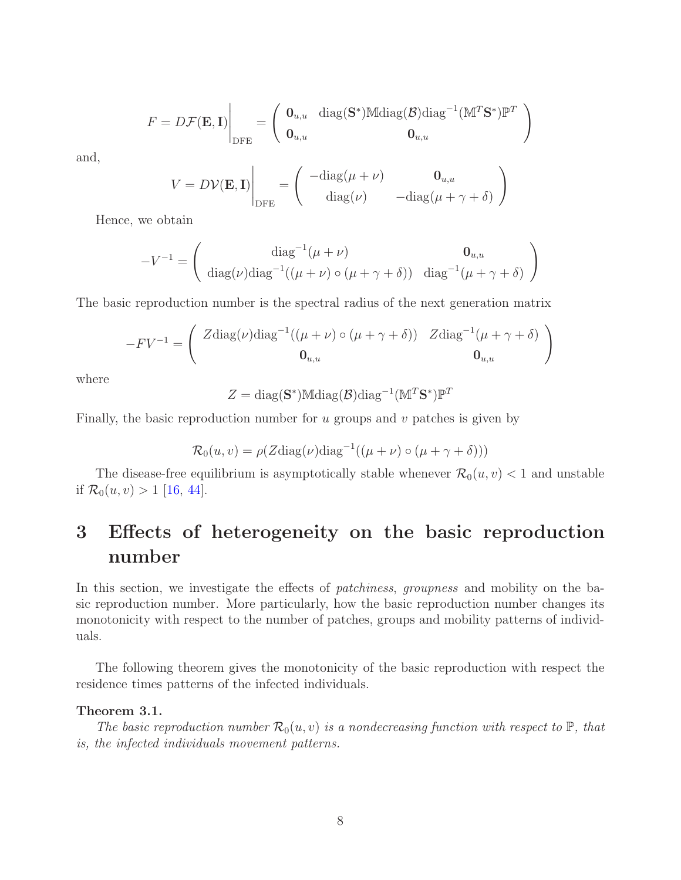$$F = D\mathcal{F}(\mathbf{E}, \mathbf{I})\Bigg|_{\text{DFE}} = \begin{pmatrix} \mathbf{0}_{u,u} & \text{diag}(\mathbf{S}^*)\mathbb{M}\text{diag}(\mathcal{B})\text{diag}^{-1}(\mathbb{M}^T\mathbf{S}^*)\mathbb{P}^T \\ \mathbf{0}_{u,u} & \mathbf{0}_{u,u} \end{pmatrix}$$

and,

$$V = D\mathcal{V}(\mathbf{E}, \mathbf{I})\Bigg|_{\text{DFE}} = \begin{pmatrix} -\text{diag}(\mu + \nu) & \mathbf{0}_{u,u} \\ \text{diag}(\nu) & -\text{diag}(\mu + \gamma + \delta) \end{pmatrix}$$

Hence, we obtain

$$-V^{-1} = \begin{pmatrix} \text{diag}^{-1}(\mu + \nu) & \mathbf{0}_{u,u} \\ \text{diag}(\nu)\text{diag}^{-1}((\mu + \nu) \circ (\mu + \gamma + \delta)) & \text{diag}^{-1}(\mu + \gamma + \delta) \end{pmatrix}$$

The basic reproduction number is the spectral radius of the next generation matrix

$$-FV^{-1} = \begin{pmatrix} Z\text{diag}(\nu)\text{diag}^{-1}((\mu + \nu) \circ (\mu + \gamma + \delta)) & Z\text{diag}^{-1}(\mu + \gamma + \delta) \\ \mathbf{0}_{u,u} & \mathbf{0}_{u,u} \end{pmatrix}$$

where

$$Z = \text{diag}(\mathbf{S}^*)\mathbb{M}\text{diag}(\mathcal{B})\text{diag}^{-1}(\mathbb{M}^T\mathbf{S}^*)\mathbb{P}^T$$

Finally, the basic reproduction number for $u$ groups and $v$ patches is given by

$$\mathcal{R}_0(u, v) = \rho(Z\text{diag}(\nu)\text{diag}^{-1}((\mu + \nu) \circ (\mu + \gamma + \delta)))$$

The disease-free equilibrium is asymptotically stable whenever $\mathcal{R}_0(u, v) < 1$ and unstable if $\mathcal{R}_0(u, v) > 1$ [16, 44].

# 3 Effects of heterogeneity on the basic reproduction number

In this section, we investigate the effects of *patchiness*, *groupness* and mobility on the basic reproduction number. More particularly, how the basic reproduction number changes its monotonicity with respect to the number of patches, groups and mobility patterns of individuals.

The following theorem gives the monotonicity of the basic reproduction with respect the residence times patterns of the infected individuals.

**Theorem 3.1.**
*The basic reproduction number $\mathcal{R}_0(u, v)$ is a nondecreasing function with respect to $\mathbb{P}$, that is, the infected individuals movement patterns.*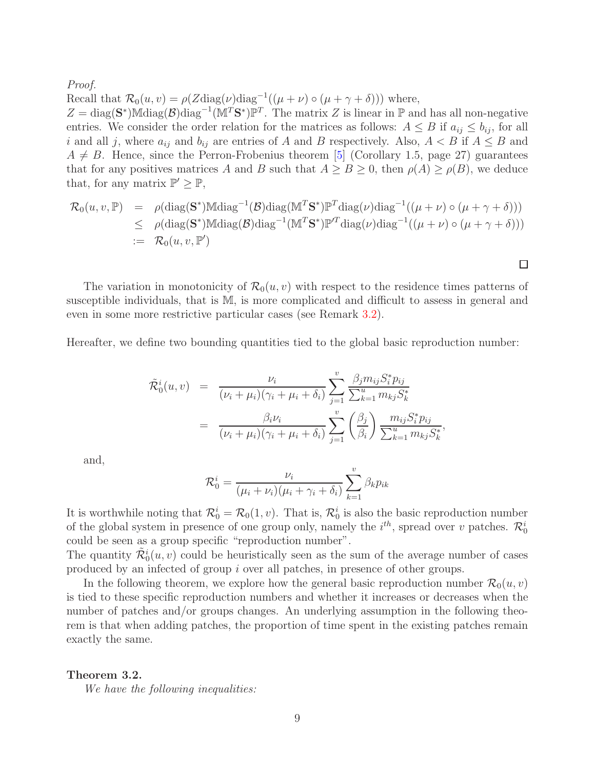*Proof.*
Recall that $\mathcal{R}_0(u,v) = \rho(Z\text{diag}(\nu)\text{diag}^{-1}((\mu+\nu)\circ(\mu+\gamma+\delta)))$ where,
$Z = \text{diag}(\mathbf{S}^*)\mathbb{M}\text{diag}(\mathcal{B})\text{diag}^{-1}(\mathbb{M}^T\mathbf{S}^*)\mathbb{P}^T$. The matrix $Z$ is linear in $\mathbb{P}$ and has all non-negative entries. We consider the order relation for the matrices as follows: $A \leq B$ if $a_{ij} \leq b_{ij}$, for all $i$ and all $j$, where $a_{ij}$ and $b_{ij}$ are entries of $A$ and $B$ respectively. Also, $A < B$ if $A \leq B$ and $A \neq B$. Hence, since the Perron-Frobenius theorem [5] (Corollary 1.5, page 27) guarantees that for any positives matrices $A$ and $B$ such that $A \geq B \geq 0$, then $\rho(A) \geq \rho(B)$, we deduce that, for any matrix $\mathbb{P}' \geq \mathbb{P}$,

$$
\begin{aligned}
\mathcal{R}_0(u,v,\mathbb{P}) &= \rho(\text{diag}(\mathbf{S}^*)\mathbb{M}\text{diag}^{-1}(\mathcal{B})\text{diag}(\mathbb{M}^T\mathbf{S}^*)\mathbb{P}^T\text{diag}(\nu)\text{diag}^{-1}((\mu+\nu)\circ(\mu+\gamma+\delta))) \\
&\leq \rho(\text{diag}(\mathbf{S}^*)\mathbb{M}\text{diag}(\mathcal{B})\text{diag}^{-1}(\mathbb{M}^T\mathbf{S}^*)\mathbb{P}'^T\text{diag}(\nu)\text{diag}^{-1}((\mu+\nu)\circ(\mu+\gamma+\delta))) \\
&:= \mathcal{R}_0(u,v,\mathbb{P}')
\end{aligned}
$$

□

The variation in monotonicity of $\mathcal{R}_0(u,v)$ with respect to the residence times patterns of susceptible individuals, that is $\mathbb{M}$, is more complicated and difficult to assess in general and even in some more restrictive particular cases (see Remark 3.2).

Hereafter, we define two bounding quantities tied to the global basic reproduction number:

$$
\begin{aligned}
\tilde{\mathcal{R}}_0^i(u,v) &= \frac{\nu_i}{(\nu_i+\mu_i)(\gamma_i+\mu_i+\delta_i)}\sum_{j=1}^{v}\frac{\beta_j m_{ij}S_i^* p_{ij}}{\sum_{k=1}^{u} m_{kj}S_k^*} \\
&= \frac{\beta_i\nu_i}{(\nu_i+\mu_i)(\gamma_i+\mu_i+\delta_i)}\sum_{j=1}^{v}\left(\frac{\beta_j}{\beta_i}\right)\frac{m_{ij}S_i^* p_{ij}}{\sum_{k=1}^{u} m_{kj}S_k^*},
\end{aligned}
$$

and,

$$
\mathcal{R}_0^i = \frac{\nu_i}{(\mu_i+\nu_i)(\mu_i+\gamma_i+\delta_i)}\sum_{k=1}^{v}\beta_k p_{ik}
$$

It is worthwhile noting that $\mathcal{R}_0^i = \mathcal{R}_0(1,v)$. That is, $\mathcal{R}_0^i$ is also the basic reproduction number of the global system in presence of one group only, namely the $i^{th}$, spread over $v$ patches. $\mathcal{R}_0^i$ could be seen as a group specific "reproduction number".
The quantity $\tilde{\mathcal{R}}_0^i(u,v)$ could be heuristically seen as the sum of the average number of cases produced by an infected of group $i$ over all patches, in presence of other groups.

In the following theorem, we explore how the general basic reproduction number $\mathcal{R}_0(u,v)$ is tied to these specific reproduction numbers and whether it increases or decreases when the number of patches and/or groups changes. An underlying assumption in the following theorem is that when adding patches, the proportion of time spent in the existing patches remain exactly the same.

**Theorem 3.2.**
*We have the following inequalities:*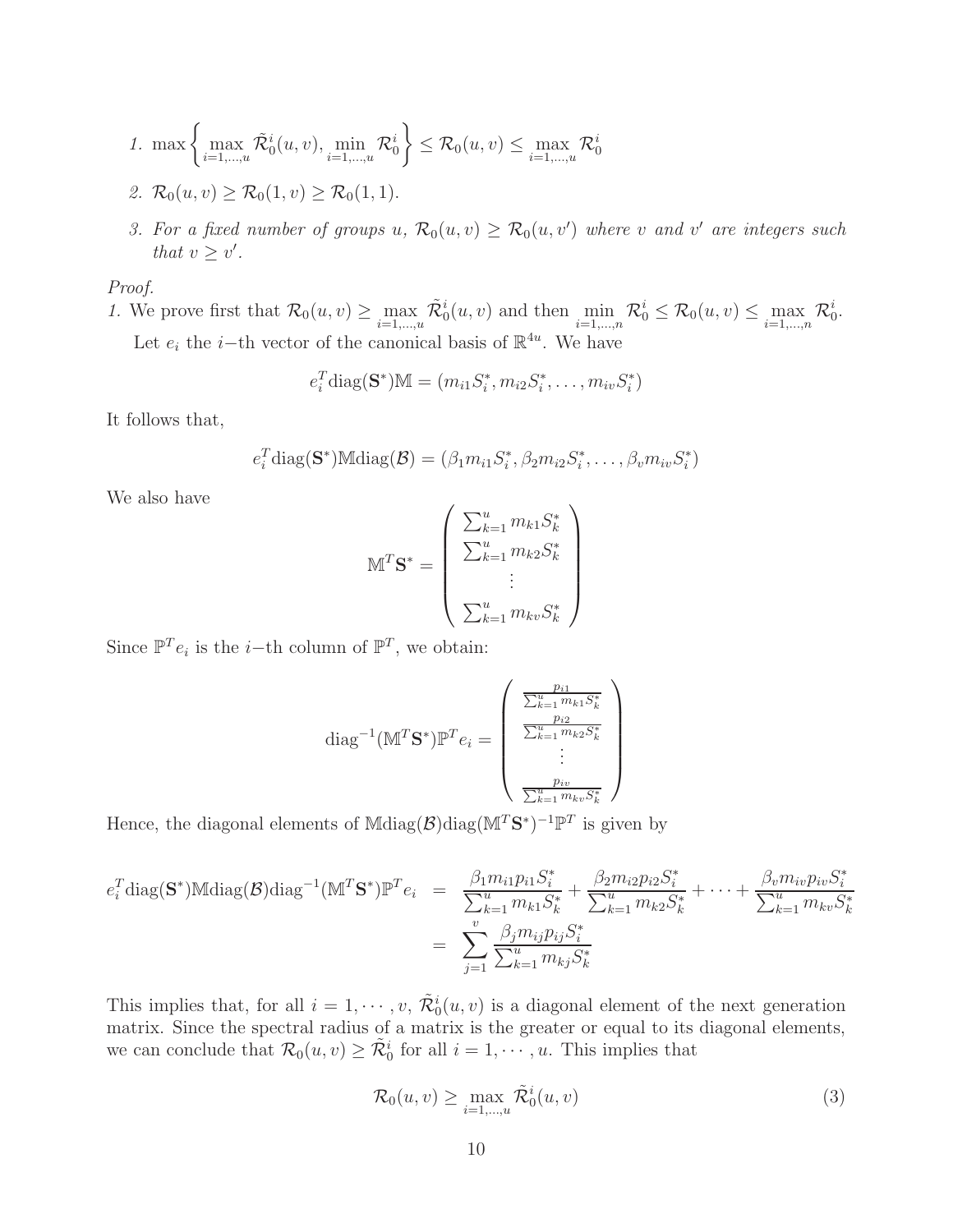1. $\max\left\{\max_{i=1,\ldots,u} \tilde{\mathcal{R}}_0^i(u,v), \min_{i=1,\ldots,u} \mathcal{R}_0^i\right\} \leq \mathcal{R}_0(u,v) \leq \max_{i=1,\ldots,u} \mathcal{R}_0^i$

2. $\mathcal{R}_0(u,v) \geq \mathcal{R}_0(1,v) \geq \mathcal{R}_0(1,1)$.

3. *For a fixed number of groups $u$, $\mathcal{R}_0(u,v) \geq \mathcal{R}_0(u,v')$ where $v$ and $v'$ are integers such that $v \geq v'$.*

*Proof.*

1. We prove first that $\mathcal{R}_0(u,v) \geq \max_{i=1,\ldots,u} \tilde{\mathcal{R}}_0^i(u,v)$ and then $\min_{i=1,\ldots,n} \mathcal{R}_0^i \leq \mathcal{R}_0(u,v) \leq \max_{i=1,\ldots,n} \mathcal{R}_0^i$.

   Let $e_i$ the $i-$th vector of the canonical basis of $\mathbb{R}^{4u}$. We have

$$e_i^T \text{diag}(\mathbf{S}^*)\mathbb{M} = (m_{i1}S_i^*, m_{i2}S_i^*, \ldots, m_{iv}S_i^*)$$

It follows that,

$$e_i^T \text{diag}(\mathbf{S}^*)\mathbb{M}\text{diag}(\mathcal{B}) = (\beta_1 m_{i1}S_i^*, \beta_2 m_{i2}S_i^*, \ldots, \beta_v m_{iv}S_i^*)$$

We also have

$$\mathbb{M}^T\mathbf{S}^* = \begin{pmatrix} \sum_{k=1}^u m_{k1}S_k^* \\ \sum_{k=1}^u m_{k2}S_k^* \\ \vdots \\ \sum_{k=1}^u m_{kv}S_k^* \end{pmatrix}$$

Since $\mathbb{P}^T e_i$ is the $i-$th column of $\mathbb{P}^T$, we obtain:

$$\text{diag}^{-1}(\mathbb{M}^T\mathbf{S}^*)\mathbb{P}^T e_i = \begin{pmatrix} \frac{p_{i1}}{\sum_{k=1}^u m_{k1}S_k^*} \\ \frac{p_{i2}}{\sum_{k=1}^u m_{k2}S_k^*} \\ \vdots \\ \frac{p_{iv}}{\sum_{k=1}^u m_{kv}S_k^*} \end{pmatrix}$$

Hence, the diagonal elements of $\mathbb{M}\text{diag}(\mathcal{B})\text{diag}(\mathbb{M}^T\mathbf{S}^*)^{-1}\mathbb{P}^T$ is given by

$$\begin{aligned} e_i^T \text{diag}(\mathbf{S}^*)\mathbb{M}\text{diag}(\mathcal{B})\text{diag}^{-1}(\mathbb{M}^T\mathbf{S}^*)\mathbb{P}^T e_i &= \frac{\beta_1 m_{i1}p_{i1}S_i^*}{\sum_{k=1}^u m_{k1}S_k^*} + \frac{\beta_2 m_{i2}p_{i2}S_i^*}{\sum_{k=1}^u m_{k2}S_k^*} + \cdots + \frac{\beta_v m_{iv}p_{iv}S_i^*}{\sum_{k=1}^u m_{kv}S_k^*} \\ &= \sum_{j=1}^v \frac{\beta_j m_{ij}p_{ij}S_i^*}{\sum_{k=1}^u m_{kj}S_k^*} \end{aligned}$$

This implies that, for all $i = 1, \cdots, v$, $\tilde{\mathcal{R}}_0^i(u,v)$ is a diagonal element of the next generation matrix. Since the spectral radius of a matrix is the greater or equal to its diagonal elements, we can conclude that $\mathcal{R}_0(u,v) \geq \tilde{\mathcal{R}}_0^i$ for all $i = 1, \cdots, u$. This implies that

$$\mathcal{R}_0(u,v) \geq \max_{i=1,\ldots,u} \tilde{\mathcal{R}}_0^i(u,v) \tag{3}$$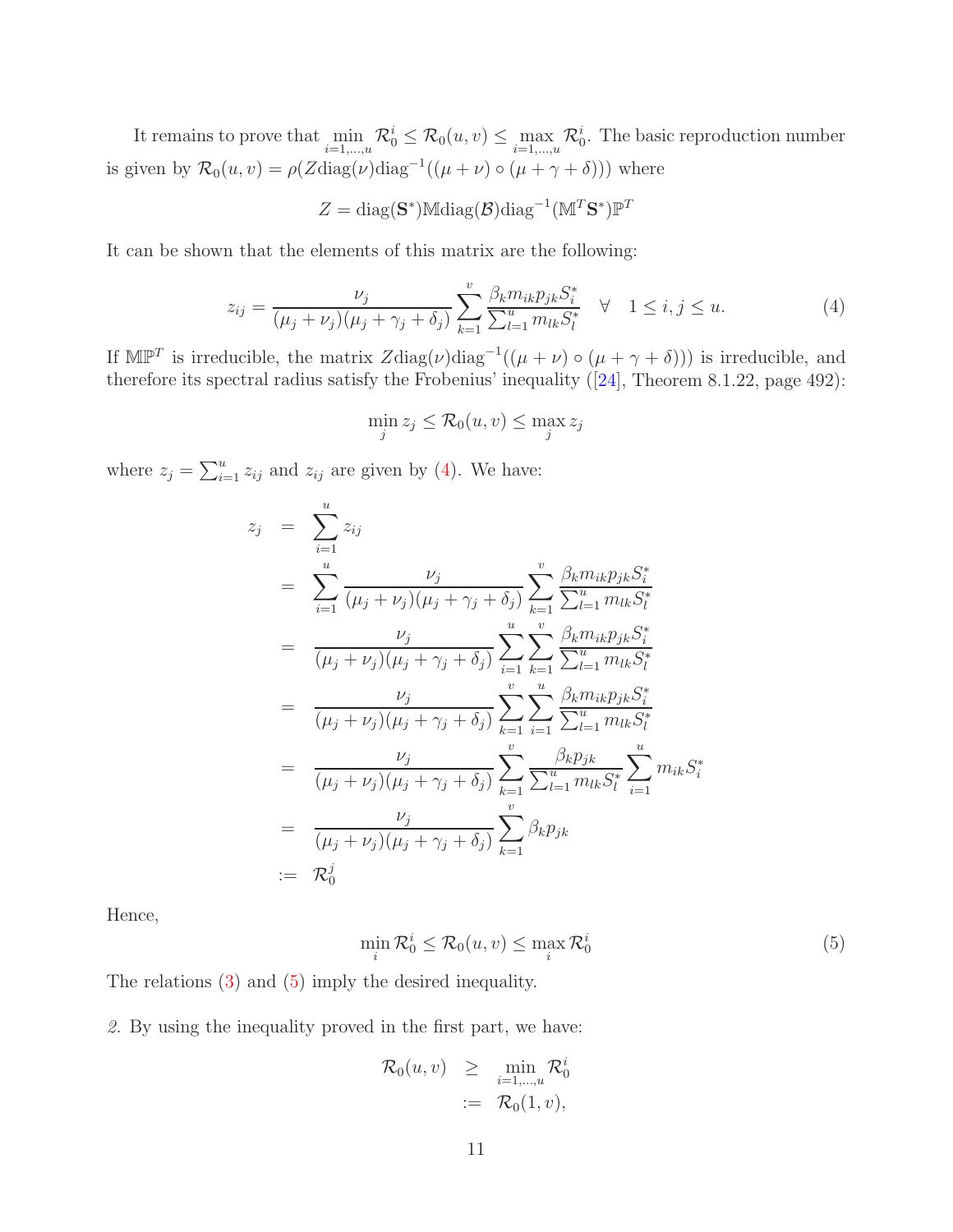It remains to prove that $\min_{i=1,\dots,u} \mathcal{R}_0^i \leq \mathcal{R}_0(u,v) \leq \max_{i=1,\dots,u} \mathcal{R}_0^i$. The basic reproduction number is given by $\mathcal{R}_0(u,v) = \rho(Z\text{diag}(\nu)\text{diag}^{-1}((\mu+\nu)\circ(\mu+\gamma+\delta)))$ where

$$Z = \text{diag}(\mathbf{S}^*)\mathbb{M}\text{diag}(\mathcal{B})\text{diag}^{-1}(\mathbb{M}^T\mathbf{S}^*)\mathbb{P}^T$$

It can be shown that the elements of this matrix are the following:

$$z_{ij} = \frac{\nu_j}{(\mu_j+\nu_j)(\mu_j+\gamma_j+\delta_j)} \sum_{k=1}^{v} \frac{\beta_k m_{ik} p_{jk} S_i^*}{\sum_{l=1}^{u} m_{lk} S_l^*} \quad \forall \quad 1 \leq i,j \leq u. \tag{4}$$

If $\mathbb{M}\mathbb{P}^T$ is irreducible, the matrix $Z\text{diag}(\nu)\text{diag}^{-1}((\mu+\nu)\circ(\mu+\gamma+\delta)))$ is irreducible, and therefore its spectral radius satisfy the Frobenius' inequality ([24], Theorem 8.1.22, page 492):

$$\min_j z_j \leq \mathcal{R}_0(u,v) \leq \max_j z_j$$

where $z_j = \sum_{i=1}^{u} z_{ij}$ and $z_{ij}$ are given by (4). We have:

$$\begin{aligned}
z_j &= \sum_{i=1}^{u} z_{ij} \\
&= \sum_{i=1}^{u} \frac{\nu_j}{(\mu_j+\nu_j)(\mu_j+\gamma_j+\delta_j)} \sum_{k=1}^{v} \frac{\beta_k m_{ik} p_{jk} S_i^*}{\sum_{l=1}^{u} m_{lk} S_l^*} \\
&= \frac{\nu_j}{(\mu_j+\nu_j)(\mu_j+\gamma_j+\delta_j)} \sum_{i=1}^{u} \sum_{k=1}^{v} \frac{\beta_k m_{ik} p_{jk} S_i^*}{\sum_{l=1}^{u} m_{lk} S_l^*} \\
&= \frac{\nu_j}{(\mu_j+\nu_j)(\mu_j+\gamma_j+\delta_j)} \sum_{k=1}^{v} \sum_{i=1}^{u} \frac{\beta_k m_{ik} p_{jk} S_i^*}{\sum_{l=1}^{u} m_{lk} S_l^*} \\
&= \frac{\nu_j}{(\mu_j+\nu_j)(\mu_j+\gamma_j+\delta_j)} \sum_{k=1}^{v} \frac{\beta_k p_{jk}}{\sum_{l=1}^{u} m_{lk} S_l^*} \sum_{i=1}^{u} m_{ik} S_i^* \\
&= \frac{\nu_j}{(\mu_j+\nu_j)(\mu_j+\gamma_j+\delta_j)} \sum_{k=1}^{v} \beta_k p_{jk} \\
&:= \mathcal{R}_0^j
\end{aligned}$$

Hence,

$$\min_i \mathcal{R}_0^i \leq \mathcal{R}_0(u,v) \leq \max_i \mathcal{R}_0^i \tag{5}$$

The relations (3) and (5) imply the desired inequality.

*2.* By using the inequality proved in the first part, we have:

$$\begin{aligned}
\mathcal{R}_0(u,v) &\geq \min_{i=1,\dots,u} \mathcal{R}_0^i \\
&:= \mathcal{R}_0(1,v),
\end{aligned}$$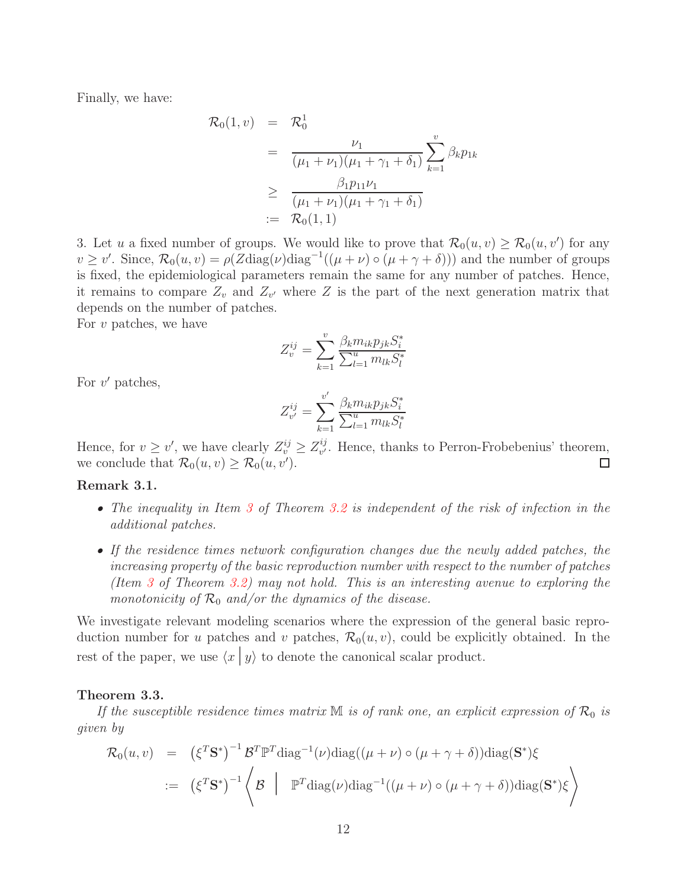Finally, we have:

$$
\begin{aligned}
\mathcal{R}_0(1,v) &= \mathcal{R}_0^1 \\
&= \frac{\nu_1}{(\mu_1+\nu_1)(\mu_1+\gamma_1+\delta_1)} \sum_{k=1}^{v} \beta_k p_{1k} \\
&\geq \frac{\beta_1 p_{11} \nu_1}{(\mu_1+\nu_1)(\mu_1+\gamma_1+\delta_1)} \\
&:= \mathcal{R}_0(1,1)
\end{aligned}
$$

3. Let $u$ a fixed number of groups. We would like to prove that $\mathcal{R}_0(u,v) \geq \mathcal{R}_0(u,v')$ for any $v \geq v'$. Since, $\mathcal{R}_0(u,v) = \rho(Z\text{diag}(\nu)\text{diag}^{-1}((\mu+\nu)\circ(\mu+\gamma+\delta)))$ and the number of groups is fixed, the epidemiological parameters remain the same for any number of patches. Hence, it remains to compare $Z_v$ and $Z_{v'}$ where $Z$ is the part of the next generation matrix that depends on the number of patches.
For $v$ patches, we have

$$
Z_v^{ij} = \sum_{k=1}^{v} \frac{\beta_k m_{ik} p_{jk} S_i^*}{\sum_{l=1}^{u} m_{lk} S_l^*}
$$

For $v'$ patches,

$$
Z_{v'}^{ij} = \sum_{k=1}^{v'} \frac{\beta_k m_{ik} p_{jk} S_i^*}{\sum_{l=1}^{u} m_{lk} S_l^*}
$$

Hence, for $v \geq v'$, we have clearly $Z_v^{ij} \geq Z_{v'}^{ij}$. Hence, thanks to Perron-Frobebenius' theorem, we conclude that $\mathcal{R}_0(u,v) \geq \mathcal{R}_0(u,v')$. □

**Remark 3.1.**

- *The inequality in Item 3 of Theorem 3.2 is independent of the risk of infection in the additional patches.*
- *If the residence times network configuration changes due the newly added patches, the increasing property of the basic reproduction number with respect to the number of patches (Item 3 of Theorem 3.2) may not hold. This is an interesting avenue to exploring the monotonicity of $\mathcal{R}_0$ and/or the dynamics of the disease.*

We investigate relevant modeling scenarios where the expression of the general basic reproduction number for $u$ patches and $v$ patches, $\mathcal{R}_0(u,v)$, could be explicitly obtained. In the rest of the paper, we use $\langle x \,|\, y \rangle$ to denote the canonical scalar product.

**Theorem 3.3.**
*If the susceptible residence times matrix $\mathbb{M}$ is of rank one, an explicit expression of $\mathcal{R}_0$ is given by*

$$
\begin{aligned}
\mathcal{R}_0(u,v) &= \left(\xi^T \mathbf{S}^*\right)^{-1} \mathcal{B}^T \mathbb{P}^T \text{diag}^{-1}(\nu)\text{diag}((\mu+\nu)\circ(\mu+\gamma+\delta))\text{diag}(\mathbf{S}^*)\xi \\
&:= \left(\xi^T \mathbf{S}^*\right)^{-1} \left\langle \mathcal{B} \;\middle|\; \mathbb{P}^T \text{diag}(\nu)\text{diag}^{-1}((\mu+\nu)\circ(\mu+\gamma+\delta))\text{diag}(\mathbf{S}^*)\xi \right\rangle
\end{aligned}
$$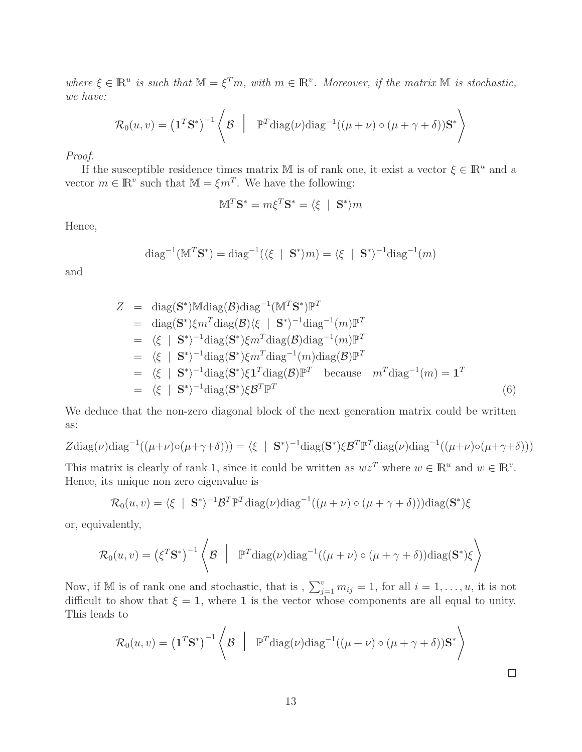*where $\xi \in \mathbb{R}^u$ is such that $\mathbb{M} = \xi^T m$, with $m \in \mathbb{R}^v$. Moreover, if the matrix $\mathbb{M}$ is stochastic, we have:*

$$\mathcal{R}_0(u,v) = \left(\mathbf{1}^T \mathbf{S}^*\right)^{-1} \left\langle \mathcal{B} \;\middle|\; \mathbb{P}^T \mathrm{diag}(\nu) \mathrm{diag}^{-1}((\mu+\nu)\circ(\mu+\gamma+\delta))\mathbf{S}^* \right\rangle$$

*Proof.*

If the susceptible residence times matrix $\mathbb{M}$ is of rank one, it exist a vector $\xi \in \mathbb{R}^u$ and a vector $m \in \mathbb{R}^v$ such that $\mathbb{M} = \xi m^T$. We have the following:

$$\mathbb{M}^T \mathbf{S}^* = m \xi^T \mathbf{S}^* = \langle \xi \mid \mathbf{S}^* \rangle m$$

Hence,

$$\mathrm{diag}^{-1}(\mathbb{M}^T \mathbf{S}^*) = \mathrm{diag}^{-1}(\langle \xi \mid \mathbf{S}^* \rangle m) = \langle \xi \mid \mathbf{S}^* \rangle^{-1} \mathrm{diag}^{-1}(m)$$

and

$$\begin{aligned}
Z &= \mathrm{diag}(\mathbf{S}^*)\mathbb{M}\mathrm{diag}(\mathcal{B})\mathrm{diag}^{-1}(\mathbb{M}^T\mathbf{S}^*)\mathbb{P}^T \\
&= \mathrm{diag}(\mathbf{S}^*)\xi m^T \mathrm{diag}(\mathcal{B})\langle \xi \mid \mathbf{S}^* \rangle^{-1}\mathrm{diag}^{-1}(m)\mathbb{P}^T \\
&= \langle \xi \mid \mathbf{S}^* \rangle^{-1}\mathrm{diag}(\mathbf{S}^*)\xi m^T \mathrm{diag}(\mathcal{B})\mathrm{diag}^{-1}(m)\mathbb{P}^T \\
&= \langle \xi \mid \mathbf{S}^* \rangle^{-1}\mathrm{diag}(\mathbf{S}^*)\xi m^T \mathrm{diag}^{-1}(m)\mathrm{diag}(\mathcal{B})\mathbb{P}^T \\
&= \langle \xi \mid \mathbf{S}^* \rangle^{-1}\mathrm{diag}(\mathbf{S}^*)\xi \mathbf{1}^T \mathrm{diag}(\mathcal{B})\mathbb{P}^T \quad \text{because} \quad m^T \mathrm{diag}^{-1}(m) = \mathbf{1}^T \\
&= \langle \xi \mid \mathbf{S}^* \rangle^{-1}\mathrm{diag}(\mathbf{S}^*)\xi \mathcal{B}^T \mathbb{P}^T
\end{aligned} \tag{6}$$

We deduce that the non-zero diagonal block of the next generation matrix could be written as:

$$Z\mathrm{diag}(\nu)\mathrm{diag}^{-1}((\mu+\nu)\circ(\mu+\gamma+\delta))) = \langle \xi \mid \mathbf{S}^* \rangle^{-1}\mathrm{diag}(\mathbf{S}^*)\xi \mathcal{B}^T \mathbb{P}^T \mathbb{P}^T \mathrm{diag}(\nu)\mathrm{diag}^{-1}((\mu+\nu)\circ(\mu+\gamma+\delta)))$$

This matrix is clearly of rank 1, since it could be written as $wz^T$ where $w \in \mathbb{R}^u$ and $w \in \mathbb{R}^v$. Hence, its unique non zero eigenvalue is

$$\mathcal{R}_0(u,v) = \langle \xi \mid \mathbf{S}^* \rangle^{-1} \mathcal{B}^T \mathbb{P}^T \mathbb{P}^T \mathrm{diag}(\nu)\mathrm{diag}^{-1}((\mu+\nu)\circ(\mu+\gamma+\delta)))\mathrm{diag}(\mathbf{S}^*)\xi$$

or, equivalently,

$$\mathcal{R}_0(u,v) = \left(\xi^T \mathbf{S}^*\right)^{-1} \left\langle \mathcal{B} \;\middle|\; \mathbb{P}^T \mathrm{diag}(\nu)\mathrm{diag}^{-1}((\mu+\nu)\circ(\mu+\gamma+\delta))\mathrm{diag}(\mathbf{S}^*)\xi \right\rangle$$

Now, if $\mathbb{M}$ is of rank one and stochastic, that is , $\sum_{j=1}^{v} m_{ij} = 1$, for all $i = 1, \ldots, u$, it is not difficult to show that $\xi = \mathbf{1}$, where $\mathbf{1}$ is the vector whose components are all equal to unity. This leads to

$$\mathcal{R}_0(u,v) = \left(\mathbf{1}^T \mathbf{S}^*\right)^{-1} \left\langle \mathcal{B} \;\middle|\; \mathbb{P}^T \mathrm{diag}(\nu)\mathrm{diag}^{-1}((\mu+\nu)\circ(\mu+\gamma+\delta))\mathbf{S}^* \right\rangle$$

□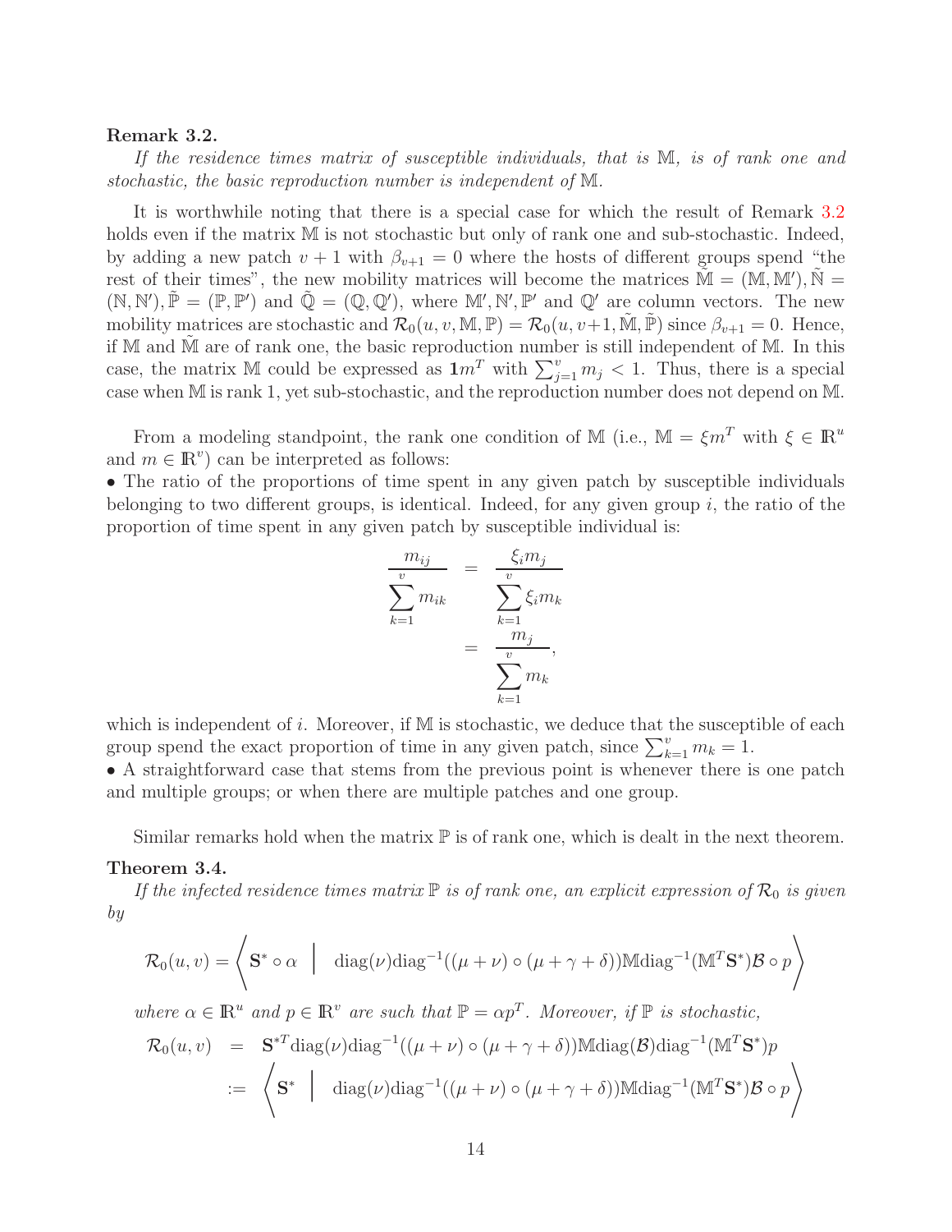**Remark 3.2.**

*If the residence times matrix of susceptible individuals, that is $\mathbb{M}$, is of rank one and stochastic, the basic reproduction number is independent of $\mathbb{M}$.*

It is worthwhile noting that there is a special case for which the result of Remark 3.2 holds even if the matrix $\mathbb{M}$ is not stochastic but only of rank one and sub-stochastic. Indeed, by adding a new patch $v+1$ with $\beta_{v+1} = 0$ where the hosts of different groups spend "the rest of their times", the new mobility matrices will become the matrices $\tilde{\mathbb{M}} = (\mathbb{M}, \mathbb{M}')$, $\tilde{\mathbb{N}} = (\mathbb{N}, \mathbb{N}')$, $\tilde{\mathbb{P}} = (\mathbb{P}, \mathbb{P}')$ and $\tilde{\mathbb{Q}} = (\mathbb{Q}, \mathbb{Q}')$, where $\mathbb{M}', \mathbb{N}', \mathbb{P}'$ and $\mathbb{Q}'$ are column vectors. The new mobility matrices are stochastic and $\mathcal{R}_0(u, v, \mathbb{M}, \mathbb{P}) = \mathcal{R}_0(u, v+1, \tilde{\mathbb{M}}, \tilde{\mathbb{P}})$ since $\beta_{v+1} = 0$. Hence, if $\mathbb{M}$ and $\tilde{\mathbb{M}}$ are of rank one, the basic reproduction number is still independent of $\mathbb{M}$. In this case, the matrix $\mathbb{M}$ could be expressed as $\mathbf{1}m^T$ with $\sum_{j=1}^{v} m_j < 1$. Thus, there is a special case when $\mathbb{M}$ is rank 1, yet sub-stochastic, and the reproduction number does not depend on $\mathbb{M}$.

From a modeling standpoint, the rank one condition of $\mathbb{M}$ (i.e., $\mathbb{M} = \xi m^T$ with $\xi \in \mathbb{R}^u$ and $m \in \mathbb{R}^v$) can be interpreted as follows:

- The ratio of the proportions of time spent in any given patch by susceptible individuals belonging to two different groups, is identical. Indeed, for any given group $i$, the ratio of the proportion of time spent in any given patch by susceptible individual is:

$$
\begin{aligned}
\frac{m_{ij}}{\sum_{k=1}^{v} m_{ik}} &= \frac{\xi_i m_j}{\sum_{k=1}^{v} \xi_i m_k} \\
&= \frac{m_j}{\sum_{k=1}^{v} m_k},
\end{aligned}
$$

which is independent of $i$. Moreover, if $\mathbb{M}$ is stochastic, we deduce that the susceptible of each group spend the exact proportion of time in any given patch, since $\sum_{k=1}^{v} m_k = 1$.

- A straightforward case that stems from the previous point is whenever there is one patch and multiple groups; or when there are multiple patches and one group.

Similar remarks hold when the matrix $\mathbb{P}$ is of rank one, which is dealt in the next theorem.

**Theorem 3.4.**

*If the infected residence times matrix $\mathbb{P}$ is of rank one, an explicit expression of $\mathcal{R}_0$ is given by*

$$
\mathcal{R}_0(u, v) = \left\langle \mathbf{S}^* \circ \alpha \;\middle|\; \operatorname{diag}(\nu)\operatorname{diag}^{-1}((\mu+\nu)\circ(\mu+\gamma+\delta))\mathbb{M}\operatorname{diag}^{-1}(\mathbb{M}^T\mathbf{S}^*)\mathcal{B}\circ p \right\rangle
$$

*where $\alpha \in \mathbb{R}^u$ and $p \in \mathbb{R}^v$ are such that $\mathbb{P} = \alpha p^T$. Moreover, if $\mathbb{P}$ is stochastic,*

$$
\begin{aligned}
\mathcal{R}_0(u, v) &= \mathbf{S}^{*T}\operatorname{diag}(\nu)\operatorname{diag}^{-1}((\mu+\nu)\circ(\mu+\gamma+\delta))\mathbb{M}\operatorname{diag}(\mathcal{B})\operatorname{diag}^{-1}(\mathbb{M}^T\mathbf{S}^*)p \\
&:= \left\langle \mathbf{S}^* \;\middle|\; \operatorname{diag}(\nu)\operatorname{diag}^{-1}((\mu+\nu)\circ(\mu+\gamma+\delta))\mathbb{M}\operatorname{diag}^{-1}(\mathbb{M}^T\mathbf{S}^*)\mathcal{B}\circ p \right\rangle
\end{aligned}
$$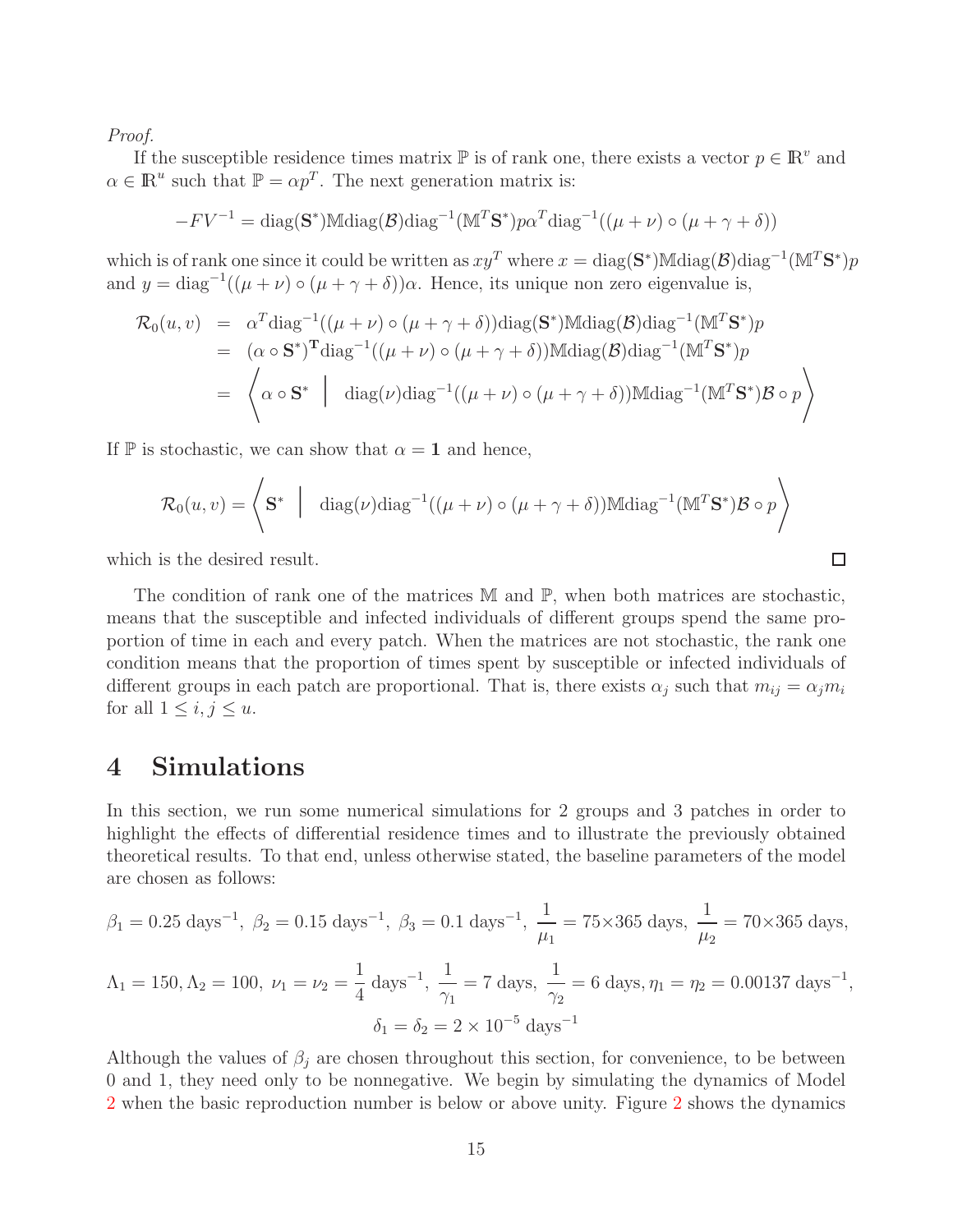*Proof.*

If the susceptible residence times matrix $\mathbb{P}$ is of rank one, there exists a vector $p \in \mathbb{R}^v$ and $\alpha \in \mathbb{R}^u$ such that $\mathbb{P} = \alpha p^T$. The next generation matrix is:

$$-FV^{-1} = \text{diag}(\mathbf{S}^*)\mathbb{M}\text{diag}(\mathcal{B})\text{diag}^{-1}(\mathbb{M}^T\mathbf{S}^*)p\alpha^T\text{diag}^{-1}((\mu+\nu)\circ(\mu+\gamma+\delta))$$

which is of rank one since it could be written as $xy^T$ where $x = \text{diag}(\mathbf{S}^*)\mathbb{M}\text{diag}(\mathcal{B})\text{diag}^{-1}(\mathbb{M}^T\mathbf{S}^*)p$ and $y = \text{diag}^{-1}((\mu+\nu)\circ(\mu+\gamma+\delta))\alpha$. Hence, its unique non zero eigenvalue is,

$$\begin{aligned}
\mathcal{R}_0(u,v) &= \alpha^T\text{diag}^{-1}((\mu+\nu)\circ(\mu+\gamma+\delta))\text{diag}(\mathbf{S}^*)\mathbb{M}\text{diag}(\mathcal{B})\text{diag}^{-1}(\mathbb{M}^T\mathbf{S}^*)p \\
&= (\alpha\circ\mathbf{S}^*)^{\mathbf{T}}\text{diag}^{-1}((\mu+\nu)\circ(\mu+\gamma+\delta))\mathbb{M}\text{diag}(\mathcal{B})\text{diag}^{-1}(\mathbb{M}^T\mathbf{S}^*)p \\
&= \left\langle \alpha\circ\mathbf{S}^* \;\middle|\; \text{diag}(\nu)\text{diag}^{-1}((\mu+\nu)\circ(\mu+\gamma+\delta))\mathbb{M}\text{diag}^{-1}(\mathbb{M}^T\mathbf{S}^*)\mathcal{B}\circ p \right\rangle
\end{aligned}$$

If $\mathbb{P}$ is stochastic, we can show that $\alpha = \mathbf{1}$ and hence,

$$\mathcal{R}_0(u,v) = \left\langle \mathbf{S}^* \;\middle|\; \text{diag}(\nu)\text{diag}^{-1}((\mu+\nu)\circ(\mu+\gamma+\delta))\mathbb{M}\text{diag}^{-1}(\mathbb{M}^T\mathbf{S}^*)\mathcal{B}\circ p \right\rangle$$

which is the desired result. □

The condition of rank one of the matrices $\mathbb{M}$ and $\mathbb{P}$, when both matrices are stochastic, means that the susceptible and infected individuals of different groups spend the same proportion of time in each and every patch. When the matrices are not stochastic, the rank one condition means that the proportion of times spent by susceptible or infected individuals of different groups in each patch are proportional. That is, there exists $\alpha_j$ such that $m_{ij} = \alpha_j m_i$ for all $1 \leq i, j \leq u$.

# 4 Simulations

In this section, we run some numerical simulations for 2 groups and 3 patches in order to highlight the effects of differential residence times and to illustrate the previously obtained theoretical results. To that end, unless otherwise stated, the baseline parameters of the model are chosen as follows:

$$\beta_1 = 0.25 \text{ days}^{-1},\ \beta_2 = 0.15 \text{ days}^{-1},\ \beta_3 = 0.1 \text{ days}^{-1},\ \frac{1}{\mu_1} = 75\times 365 \text{ days},\ \frac{1}{\mu_2} = 70\times 365 \text{ days},$$

$$\Lambda_1 = 150, \Lambda_2 = 100,\ \nu_1 = \nu_2 = \frac{1}{4} \text{ days}^{-1},\ \frac{1}{\gamma_1} = 7 \text{ days},\ \frac{1}{\gamma_2} = 6 \text{ days}, \eta_1 = \eta_2 = 0.00137 \text{ days}^{-1},$$

$$\delta_1 = \delta_2 = 2\times 10^{-5} \text{ days}^{-1}$$

Although the values of $\beta_j$ are chosen throughout this section, for convenience, to be between 0 and 1, they need only to be nonnegative. We begin by simulating the dynamics of Model 2 when the basic reproduction number is below or above unity. Figure 2 shows the dynamics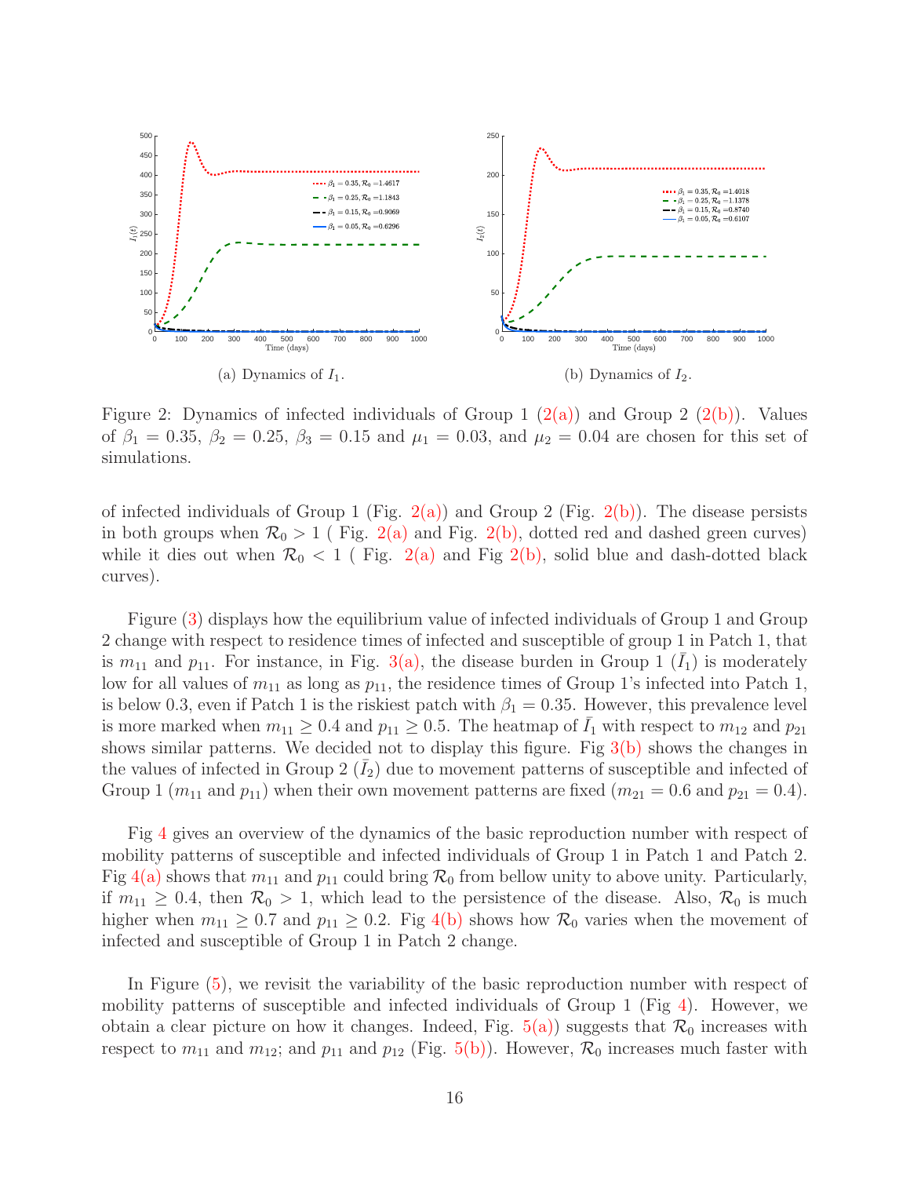(a) Dynamics of $I_1$.

(b) Dynamics of $I_2$.

Figure 2: Dynamics of infected individuals of Group 1 (2(a)) and Group 2 (2(b)). Values of $\beta_1 = 0.35$, $\beta_2 = 0.25$, $\beta_3 = 0.15$ and $\mu_1 = 0.03$, and $\mu_2 = 0.04$ are chosen for this set of simulations.

of infected individuals of Group 1 (Fig. 2(a)) and Group 2 (Fig. 2(b)). The disease persists in both groups when $\mathcal{R}_0 > 1$ ( Fig. 2(a) and Fig. 2(b), dotted red and dashed green curves) while it dies out when $\mathcal{R}_0 < 1$ ( Fig. 2(a) and Fig 2(b), solid blue and dash-dotted black curves).

Figure (3) displays how the equilibrium value of infected individuals of Group 1 and Group 2 change with respect to residence times of infected and susceptible of group 1 in Patch 1, that is $m_{11}$ and $p_{11}$. For instance, in Fig. 3(a), the disease burden in Group 1 ($\bar{I}_1$) is moderately low for all values of $m_{11}$ as long as $p_{11}$, the residence times of Group 1's infected into Patch 1, is below 0.3, even if Patch 1 is the riskiest patch with $\beta_1 = 0.35$. However, this prevalence level is more marked when $m_{11} \geq 0.4$ and $p_{11} \geq 0.5$. The heatmap of $\bar{I}_1$ with respect to $m_{12}$ and $p_{21}$ shows similar patterns. We decided not to display this figure. Fig 3(b) shows the changes in the values of infected in Group 2 ($\bar{I}_2$) due to movement patterns of susceptible and infected of Group 1 ($m_{11}$ and $p_{11}$) when their own movement patterns are fixed ($m_{21} = 0.6$ and $p_{21} = 0.4$).

Fig 4 gives an overview of the dynamics of the basic reproduction number with respect of mobility patterns of susceptible and infected individuals of Group 1 in Patch 1 and Patch 2. Fig 4(a) shows that $m_{11}$ and $p_{11}$ could bring $\mathcal{R}_0$ from bellow unity to above unity. Particularly, if $m_{11} \geq 0.4$, then $\mathcal{R}_0 > 1$, which lead to the persistence of the disease. Also, $\mathcal{R}_0$ is much higher when $m_{11} \geq 0.7$ and $p_{11} \geq 0.2$. Fig 4(b) shows how $\mathcal{R}_0$ varies when the movement of infected and susceptible of Group 1 in Patch 2 change.

In Figure (5), we revisit the variability of the basic reproduction number with respect of mobility patterns of susceptible and infected individuals of Group 1 (Fig 4). However, we obtain a clear picture on how it changes. Indeed, Fig. 5(a)) suggests that $\mathcal{R}_0$ increases with respect to $m_{11}$ and $m_{12}$; and $p_{11}$ and $p_{12}$ (Fig. 5(b)). However, $\mathcal{R}_0$ increases much faster with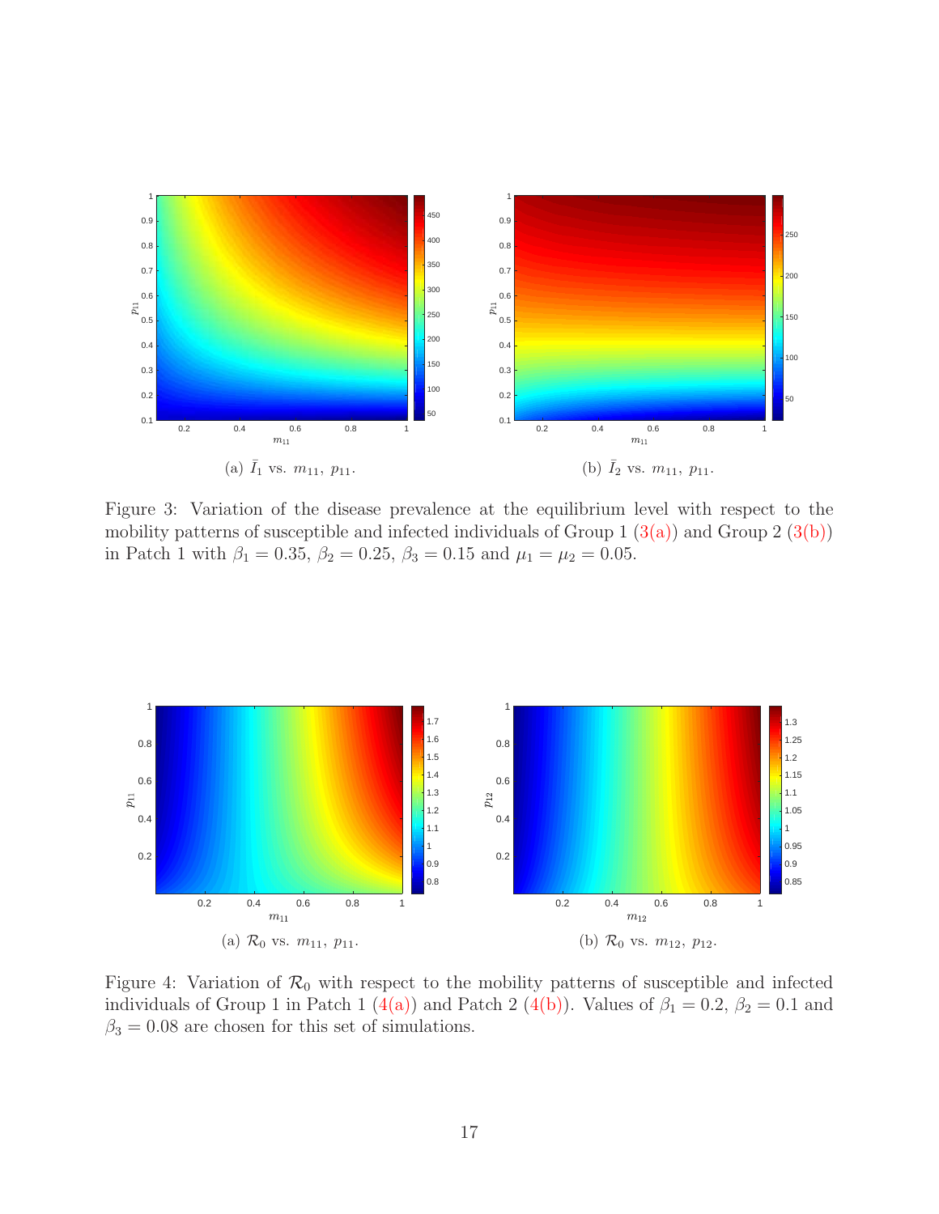(a) $\bar{I}_1$ vs. $m_{11}$, $p_{11}$.

(b) $\bar{I}_2$ vs. $m_{11}$, $p_{11}$.

Figure 3: Variation of the disease prevalence at the equilibrium level with respect to the mobility patterns of susceptible and infected individuals of Group 1 (3(a)) and Group 2 (3(b)) in Patch 1 with $\beta_1 = 0.35$, $\beta_2 = 0.25$, $\beta_3 = 0.15$ and $\mu_1 = \mu_2 = 0.05$.

(a) $\mathcal{R}_0$ vs. $m_{11}$, $p_{11}$.

(b) $\mathcal{R}_0$ vs. $m_{12}$, $p_{12}$.

Figure 4: Variation of $\mathcal{R}_0$ with respect to the mobility patterns of susceptible and infected individuals of Group 1 in Patch 1 (4(a)) and Patch 2 (4(b)). Values of $\beta_1 = 0.2$, $\beta_2 = 0.1$ and $\beta_3 = 0.08$ are chosen for this set of simulations.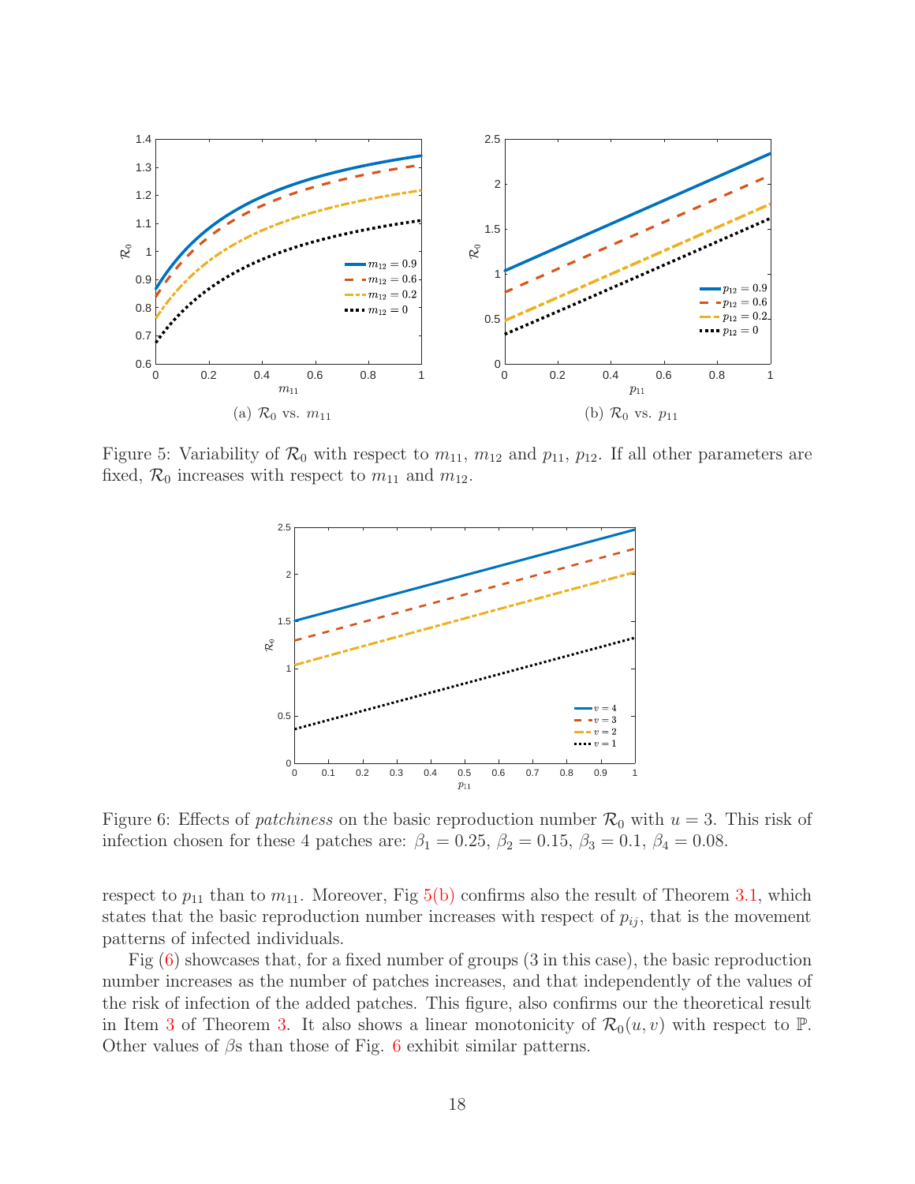(a) $\mathcal{R}_0$ vs. $m_{11}$

(b) $\mathcal{R}_0$ vs. $p_{11}$

Figure 5: Variability of $\mathcal{R}_0$ with respect to $m_{11}$, $m_{12}$ and $p_{11}$, $p_{12}$. If all other parameters are fixed, $\mathcal{R}_0$ increases with respect to $m_{11}$ and $m_{12}$.

Figure 6: Effects of *patchiness* on the basic reproduction number $\mathcal{R}_0$ with $u = 3$. This risk of infection chosen for these 4 patches are: $\beta_1 = 0.25$, $\beta_2 = 0.15$, $\beta_3 = 0.1$, $\beta_4 = 0.08$.

respect to $p_{11}$ than to $m_{11}$. Moreover, Fig 5(b) confirms also the result of Theorem 3.1, which states that the basic reproduction number increases with respect of $p_{ij}$, that is the movement patterns of infected individuals.

Fig (6) showcases that, for a fixed number of groups (3 in this case), the basic reproduction number increases as the number of patches increases, and that independently of the values of the risk of infection of the added patches. This figure, also confirms our the theoretical result in Item 3 of Theorem 3. It also shows a linear monotonicity of $\mathcal{R}_0(u, v)$ with respect to $\mathbb{P}$. Other values of $\beta$s than those of Fig. 6 exhibit similar patterns.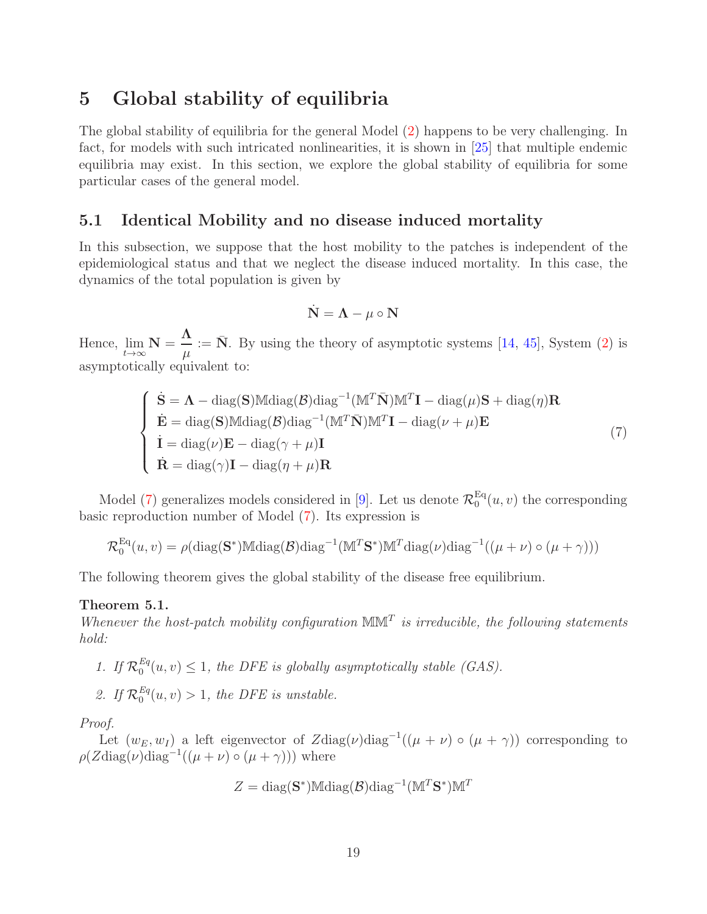# 5 Global stability of equilibria

The global stability of equilibria for the general Model (2) happens to be very challenging. In fact, for models with such intricated nonlinearities, it is shown in [25] that multiple endemic equilibria may exist. In this section, we explore the global stability of equilibria for some particular cases of the general model.

## 5.1 Identical Mobility and no disease induced mortality

In this subsection, we suppose that the host mobility to the patches is independent of the epidemiological status and that we neglect the disease induced mortality. In this case, the dynamics of the total population is given by

$$\dot{\mathbf{N}} = \mathbf{\Lambda} - \mu \circ \mathbf{N}$$

Hence, $\lim_{t\to\infty} \mathbf{N} = \dfrac{\mathbf{\Lambda}}{\mu} := \bar{\mathbf{N}}$. By using the theory of asymptotic systems [14, 45], System (2) is asymptotically equivalent to:

$$\begin{cases} \dot{\mathbf{S}} = \mathbf{\Lambda} - \operatorname{diag}(\mathbf{S})\mathbb{M}\operatorname{diag}(\mathcal{B})\operatorname{diag}^{-1}(\mathbb{M}^T\bar{\mathbf{N}})\mathbb{M}^T\mathbf{I} - \operatorname{diag}(\mu)\mathbf{S} + \operatorname{diag}(\eta)\mathbf{R} \\ \dot{\mathbf{E}} = \operatorname{diag}(\mathbf{S})\mathbb{M}\operatorname{diag}(\mathcal{B})\operatorname{diag}^{-1}(\mathbb{M}^T\bar{\mathbf{N}})\mathbb{M}^T\mathbf{I} - \operatorname{diag}(\nu + \mu)\mathbf{E} \\ \dot{\mathbf{I}} = \operatorname{diag}(\nu)\mathbf{E} - \operatorname{diag}(\gamma + \mu)\mathbf{I} \\ \dot{\mathbf{R}} = \operatorname{diag}(\gamma)\mathbf{I} - \operatorname{diag}(\eta + \mu)\mathbf{R} \end{cases} \tag{7}$$

Model (7) generalizes models considered in [9]. Let us denote $\mathcal{R}_0^{\mathrm{Eq}}(u,v)$ the corresponding basic reproduction number of Model (7). Its expression is

$$\mathcal{R}_0^{\mathrm{Eq}}(u,v) = \rho(\operatorname{diag}(\mathbf{S}^*)\mathbb{M}\operatorname{diag}(\mathcal{B})\operatorname{diag}^{-1}(\mathbb{M}^T\mathbf{S}^*)\mathbb{M}^T\operatorname{diag}(\nu)\operatorname{diag}^{-1}((\mu+\nu)\circ(\mu+\gamma)))$$

The following theorem gives the global stability of the disease free equilibrium.

**Theorem 5.1.**
*Whenever the host-patch mobility configuration $\mathbb{M}\mathbb{M}^T$ is irreducible, the following statements hold:*

1. *If $\mathcal{R}_0^{Eq}(u,v) \leq 1$, the DFE is globally asymptotically stable (GAS).*
2. *If $\mathcal{R}_0^{Eq}(u,v) > 1$, the DFE is unstable.*

*Proof.*
Let $(w_E, w_I)$ a left eigenvector of $Z\operatorname{diag}(\nu)\operatorname{diag}^{-1}((\mu+\nu)\circ(\mu+\gamma))$ corresponding to $\rho(Z\operatorname{diag}(\nu)\operatorname{diag}^{-1}((\mu+\nu)\circ(\mu+\gamma)))$ where

$$Z = \operatorname{diag}(\mathbf{S}^*)\mathbb{M}\operatorname{diag}(\mathcal{B})\operatorname{diag}^{-1}(\mathbb{M}^T\mathbf{S}^*)\mathbb{M}^T$$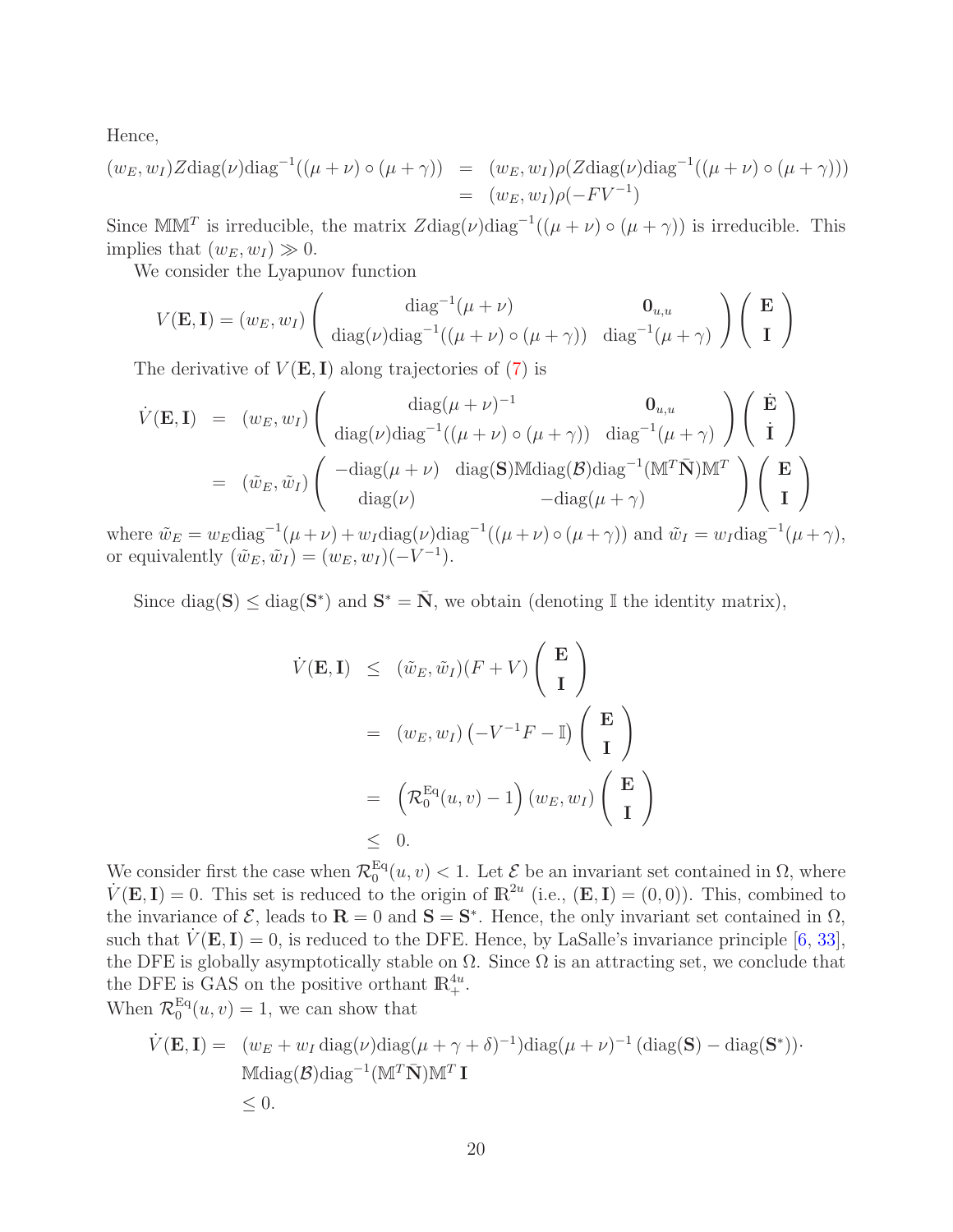Hence,

$$
\begin{aligned}
(w_E, w_I) Z \text{diag}(\nu) \text{diag}^{-1}((\mu+\nu)\circ(\mu+\gamma)) &= (w_E, w_I)\rho(Z \text{diag}(\nu)\text{diag}^{-1}((\mu+\nu)\circ(\mu+\gamma))) \\
&= (w_E, w_I)\rho(-FV^{-1})
\end{aligned}
$$

Since $\mathbb{M}\mathbb{M}^T$ is irreducible, the matrix $Z\text{diag}(\nu)\text{diag}^{-1}((\mu+\nu)\circ(\mu+\gamma))$ is irreducible. This implies that $(w_E, w_I) \gg 0$.

We consider the Lyapunov function

$$
V(\mathbf{E}, \mathbf{I}) = (w_E, w_I) \begin{pmatrix} \text{diag}^{-1}(\mu+\nu) & \mathbf{0}_{u,u} \\ \text{diag}(\nu)\text{diag}^{-1}((\mu+\nu)\circ(\mu+\gamma)) & \text{diag}^{-1}(\mu+\gamma) \end{pmatrix} \begin{pmatrix} \mathbf{E} \\ \mathbf{I} \end{pmatrix}
$$

The derivative of $V(\mathbf{E}, \mathbf{I})$ along trajectories of (7) is

$$
\begin{aligned}
\dot{V}(\mathbf{E}, \mathbf{I}) &= (w_E, w_I) \begin{pmatrix} \text{diag}(\mu+\nu)^{-1} & \mathbf{0}_{u,u} \\ \text{diag}(\nu)\text{diag}^{-1}((\mu+\nu)\circ(\mu+\gamma)) & \text{diag}^{-1}(\mu+\gamma) \end{pmatrix} \begin{pmatrix} \dot{\mathbf{E}} \\ \dot{\mathbf{I}} \end{pmatrix} \\
&= (\tilde{w}_E, \tilde{w}_I) \begin{pmatrix} -\text{diag}(\mu+\nu) & \text{diag}(\mathbf{S})\mathbb{M}\text{diag}(\mathcal{B})\text{diag}^{-1}(\mathbb{M}^T\bar{\mathbf{N}})\mathbb{M}^T \\ \text{diag}(\nu) & -\text{diag}(\mu+\gamma) \end{pmatrix} \begin{pmatrix} \mathbf{E} \\ \mathbf{I} \end{pmatrix}
\end{aligned}
$$

where $\tilde{w}_E = w_E \text{diag}^{-1}(\mu+\nu) + w_I \text{diag}(\nu)\text{diag}^{-1}((\mu+\nu)\circ(\mu+\gamma))$ and $\tilde{w}_I = w_I \text{diag}^{-1}(\mu+\gamma)$, or equivalently $(\tilde{w}_E, \tilde{w}_I) = (w_E, w_I)(-V^{-1})$.

Since $\text{diag}(\mathbf{S}) \leq \text{diag}(\mathbf{S}^*)$ and $\mathbf{S}^* = \bar{\mathbf{N}}$, we obtain (denoting $\mathbb{I}$ the identity matrix),

$$
\begin{aligned}
\dot{V}(\mathbf{E}, \mathbf{I}) &\leq (\tilde{w}_E, \tilde{w}_I)(F+V) \begin{pmatrix} \mathbf{E} \\ \mathbf{I} \end{pmatrix} \\
&= (w_E, w_I)\left(-V^{-1}F - \mathbb{I}\right) \begin{pmatrix} \mathbf{E} \\ \mathbf{I} \end{pmatrix} \\
&= \left(\mathcal{R}_0^{\text{Eq}}(u,v) - 1\right)(w_E, w_I) \begin{pmatrix} \mathbf{E} \\ \mathbf{I} \end{pmatrix} \\
&\leq 0.
\end{aligned}
$$

We consider first the case when $\mathcal{R}_0^{\text{Eq}}(u,v) < 1$. Let $\mathcal{E}$ be an invariant set contained in $\Omega$, where $\dot{V}(\mathbf{E}, \mathbf{I}) = 0$. This set is reduced to the origin of $\mathbb{R}^{2u}$ (i.e., $(\mathbf{E}, \mathbf{I}) = (0, 0)$). This, combined to the invariance of $\mathcal{E}$, leads to $\mathbf{R} = 0$ and $\mathbf{S} = \mathbf{S}^*$. Hence, the only invariant set contained in $\Omega$, such that $\dot{V}(\mathbf{E}, \mathbf{I}) = 0$, is reduced to the DFE. Hence, by LaSalle's invariance principle [6, 33], the DFE is globally asymptotically stable on $\Omega$. Since $\Omega$ is an attracting set, we conclude that the DFE is GAS on the positive orthant $\mathbb{R}_+^{4u}$.

When $\mathcal{R}_0^{\text{Eq}}(u,v) = 1$, we can show that

$$
\begin{aligned}
\dot{V}(\mathbf{E}, \mathbf{I}) = \; & (w_E + w_I \,\text{diag}(\nu)\text{diag}(\mu+\gamma+\delta)^{-1})\text{diag}(\mu+\nu)^{-1}\left(\text{diag}(\mathbf{S}) - \text{diag}(\mathbf{S}^*)\right) \cdot \\
& \mathbb{M}\text{diag}(\mathcal{B})\text{diag}^{-1}(\mathbb{M}^T\bar{\mathbf{N}})\mathbb{M}^T\,\mathbf{I} \\
& \leq 0.
\end{aligned}
$$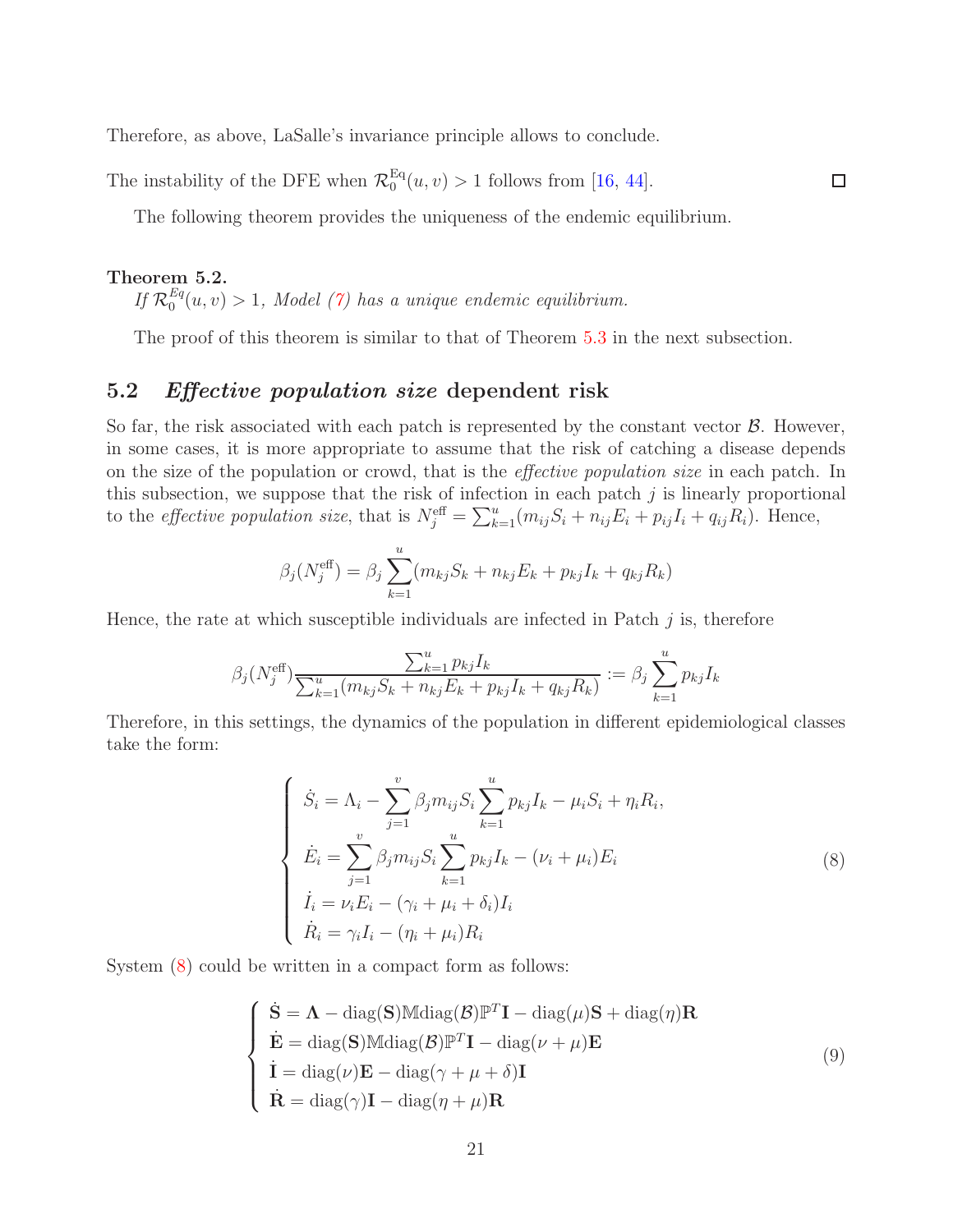Therefore, as above, LaSalle's invariance principle allows to conclude.

The instability of the DFE when $\mathcal{R}_0^{\text{Eq}}(u,v) > 1$ follows from [16, 44]. □

The following theorem provides the uniqueness of the endemic equilibrium.

**Theorem 5.2.**
*If $\mathcal{R}_0^{Eq}(u,v) > 1$, Model (7) has a unique endemic equilibrium.*

The proof of this theorem is similar to that of Theorem 5.3 in the next subsection.

## 5.2 *Effective population size* dependent risk

So far, the risk associated with each patch is represented by the constant vector $\mathcal{B}$. However, in some cases, it is more appropriate to assume that the risk of catching a disease depends on the size of the population or crowd, that is the *effective population size* in each patch. In this subsection, we suppose that the risk of infection in each patch $j$ is linearly proportional to the *effective population size*, that is $N_j^{\text{eff}} = \sum_{k=1}^{u}(m_{ij}S_i + n_{ij}E_i + p_{ij}I_i + q_{ij}R_i)$. Hence,

$$\beta_j(N_j^{\text{eff}}) = \beta_j \sum_{k=1}^{u}(m_{kj}S_k + n_{kj}E_k + p_{kj}I_k + q_{kj}R_k)$$

Hence, the rate at which susceptible individuals are infected in Patch $j$ is, therefore

$$\beta_j(N_j^{\text{eff}}) \frac{\sum_{k=1}^{u} p_{kj}I_k}{\sum_{k=1}^{u}(m_{kj}S_k + n_{kj}E_k + p_{kj}I_k + q_{kj}R_k)} := \beta_j \sum_{k=1}^{u} p_{kj}I_k$$

Therefore, in this settings, the dynamics of the population in different epidemiological classes take the form:

$$\begin{cases} \dot{S}_i = \Lambda_i - \displaystyle\sum_{j=1}^{v} \beta_j m_{ij} S_i \sum_{k=1}^{u} p_{kj} I_k - \mu_i S_i + \eta_i R_i, \\ \dot{E}_i = \displaystyle\sum_{j=1}^{v} \beta_j m_{ij} S_i \sum_{k=1}^{u} p_{kj} I_k - (\nu_i + \mu_i) E_i \\ \dot{I}_i = \nu_i E_i - (\gamma_i + \mu_i + \delta_i) I_i \\ \dot{R}_i = \gamma_i I_i - (\eta_i + \mu_i) R_i \end{cases} \tag{8}$$

System (8) could be written in a compact form as follows:

$$\begin{cases} \dot{\mathbf{S}} = \mathbf{\Lambda} - \text{diag}(\mathbf{S})\mathbb{M}\text{diag}(\mathcal{B})\mathbb{P}^T\mathbf{I} - \text{diag}(\mu)\mathbf{S} + \text{diag}(\eta)\mathbf{R} \\ \dot{\mathbf{E}} = \text{diag}(\mathbf{S})\mathbb{M}\text{diag}(\mathcal{B})\mathbb{P}^T\mathbf{I} - \text{diag}(\nu + \mu)\mathbf{E} \\ \dot{\mathbf{I}} = \text{diag}(\nu)\mathbf{E} - \text{diag}(\gamma + \mu + \delta)\mathbf{I} \\ \dot{\mathbf{R}} = \text{diag}(\gamma)\mathbf{I} - \text{diag}(\eta + \mu)\mathbf{R} \end{cases} \tag{9}$$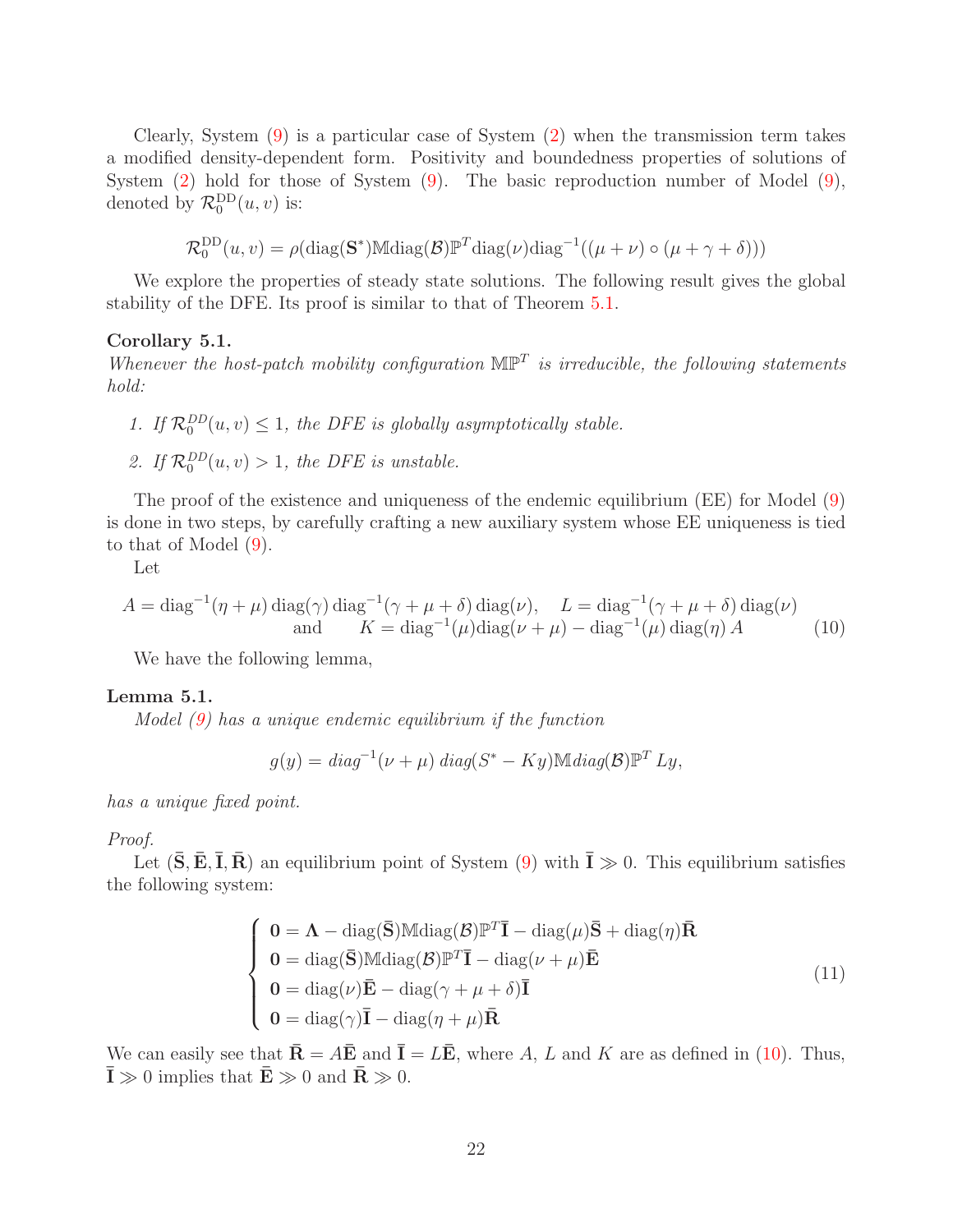Clearly, System (9) is a particular case of System (2) when the transmission term takes a modified density-dependent form. Positivity and boundedness properties of solutions of System (2) hold for those of System (9). The basic reproduction number of Model (9), denoted by $\mathcal{R}_0^{\mathrm{DD}}(u,v)$ is:

$$\mathcal{R}_0^{\mathrm{DD}}(u,v) = \rho(\mathrm{diag}(\mathbf{S}^*)\mathbb{M}\mathrm{diag}(\mathcal{B})\mathbb{P}^T\mathrm{diag}(\nu)\mathrm{diag}^{-1}((\mu+\nu)\circ(\mu+\gamma+\delta)))$$

We explore the properties of steady state solutions. The following result gives the global stability of the DFE. Its proof is similar to that of Theorem 5.1.

**Corollary 5.1.**
*Whenever the host-patch mobility configuration $\mathbb{M}\mathbb{P}^T$ is irreducible, the following statements hold:*

1. *If $\mathcal{R}_0^{DD}(u,v) \leq 1$, the DFE is globally asymptotically stable.*
2. *If $\mathcal{R}_0^{DD}(u,v) > 1$, the DFE is unstable.*

The proof of the existence and uniqueness of the endemic equilibrium (EE) for Model (9) is done in two steps, by carefully crafting a new auxiliary system whose EE uniqueness is tied to that of Model (9).

Let

$$\begin{aligned} A = \mathrm{diag}^{-1}(\eta+\mu)\,\mathrm{diag}(\gamma)\,\mathrm{diag}^{-1}(\gamma+\mu+\delta)\,\mathrm{diag}(\nu), \quad L = \mathrm{diag}^{-1}(\gamma+\mu+\delta)\,\mathrm{diag}(\nu) \\ \text{and} \qquad K = \mathrm{diag}^{-1}(\mu)\mathrm{diag}(\nu+\mu) - \mathrm{diag}^{-1}(\mu)\,\mathrm{diag}(\eta)\,A \end{aligned} \tag{10}$$

We have the following lemma,

**Lemma 5.1.**
*Model (9) has a unique endemic equilibrium if the function*

$$g(y) = \mathit{diag}^{-1}(\nu+\mu)\,\mathit{diag}(S^* - Ky)\mathbb{M}\mathit{diag}(\mathcal{B})\mathbb{P}^T Ly,$$

*has a unique fixed point.*

*Proof.*
Let $(\bar{\mathbf{S}}, \bar{\mathbf{E}}, \bar{\mathbf{I}}, \bar{\mathbf{R}})$ an equilibrium point of System (9) with $\bar{\mathbf{I}} \gg 0$. This equilibrium satisfies the following system:

$$\begin{cases} \mathbf{0} = \mathbf{\Lambda} - \mathrm{diag}(\bar{\mathbf{S}})\mathbb{M}\mathrm{diag}(\mathcal{B})\mathbb{P}^T\bar{\mathbf{I}} - \mathrm{diag}(\mu)\bar{\mathbf{S}} + \mathrm{diag}(\eta)\bar{\mathbf{R}} \\ \mathbf{0} = \mathrm{diag}(\bar{\mathbf{S}})\mathbb{M}\mathrm{diag}(\mathcal{B})\mathbb{P}^T\bar{\mathbf{I}} - \mathrm{diag}(\nu+\mu)\bar{\mathbf{E}} \\ \mathbf{0} = \mathrm{diag}(\nu)\bar{\mathbf{E}} - \mathrm{diag}(\gamma+\mu+\delta)\bar{\mathbf{I}} \\ \mathbf{0} = \mathrm{diag}(\gamma)\bar{\mathbf{I}} - \mathrm{diag}(\eta+\mu)\bar{\mathbf{R}} \end{cases} \tag{11}$$

We can easily see that $\bar{\mathbf{R}} = A\bar{\mathbf{E}}$ and $\bar{\mathbf{I}} = L\bar{\mathbf{E}}$, where $A$, $L$ and $K$ are as defined in (10). Thus, $\bar{\mathbf{I}} \gg 0$ implies that $\bar{\mathbf{E}} \gg 0$ and $\bar{\mathbf{R}} \gg 0$.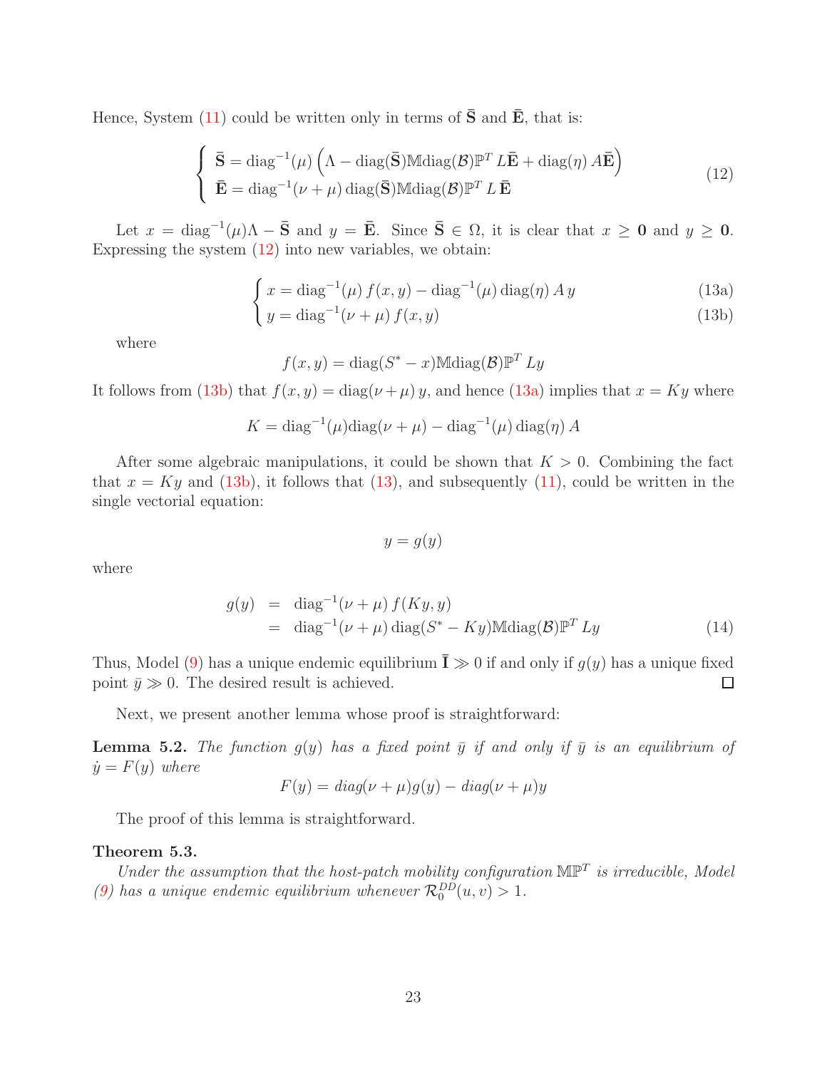Hence, System (11) could be written only in terms of $\bar{\mathbf{S}}$ and $\bar{\mathbf{E}}$, that is:

$$
\begin{cases}
\bar{\mathbf{S}} = \text{diag}^{-1}(\mu)\left(\Lambda - \text{diag}(\bar{\mathbf{S}})\mathbb{M}\text{diag}(\mathcal{B})\mathbb{P}^T L\bar{\mathbf{E}} + \text{diag}(\eta)\, A\bar{\mathbf{E}}\right) \\
\bar{\mathbf{E}} = \text{diag}^{-1}(\nu+\mu)\,\text{diag}(\bar{\mathbf{S}})\mathbb{M}\text{diag}(\mathcal{B})\mathbb{P}^T L\,\bar{\mathbf{E}}
\end{cases}
\tag{12}
$$

Let $x = \text{diag}^{-1}(\mu)\Lambda - \bar{\mathbf{S}}$ and $y = \bar{\mathbf{E}}$. Since $\bar{\mathbf{S}} \in \Omega$, it is clear that $x \geq \mathbf{0}$ and $y \geq \mathbf{0}$. Expressing the system (12) into new variables, we obtain:

$$
\begin{cases}
x = \text{diag}^{-1}(\mu)\, f(x,y) - \text{diag}^{-1}(\mu)\,\text{diag}(\eta)\, A\, y & \text{(13a)} \\
y = \text{diag}^{-1}(\nu+\mu)\, f(x,y) & \text{(13b)}
\end{cases}
$$

where

$$
f(x,y) = \text{diag}(S^* - x)\mathbb{M}\text{diag}(\mathcal{B})\mathbb{P}^T L y
$$

It follows from (13b) that $f(x,y) = \text{diag}(\nu+\mu)\, y$, and hence (13a) implies that $x = Ky$ where

$$
K = \text{diag}^{-1}(\mu)\text{diag}(\nu+\mu) - \text{diag}^{-1}(\mu)\,\text{diag}(\eta)\, A
$$

After some algebraic manipulations, it could be shown that $K > 0$. Combining the fact that $x = Ky$ and (13b), it follows that (13), and subsequently (11), could be written in the single vectorial equation:

$$
y = g(y)
$$

where

$$
\begin{aligned}
g(y) &= \text{diag}^{-1}(\nu+\mu)\, f(Ky, y) \\
&= \text{diag}^{-1}(\nu+\mu)\,\text{diag}(S^* - Ky)\mathbb{M}\text{diag}(\mathcal{B})\mathbb{P}^T L y
\end{aligned}
\tag{14}
$$

Thus, Model (9) has a unique endemic equilibrium $\bar{\mathbf{I}} \gg 0$ if and only if $g(y)$ has a unique fixed point $\bar{y} \gg 0$. The desired result is achieved. ◻

Next, we present another lemma whose proof is straightforward:

**Lemma 5.2.** *The function $g(y)$ has a fixed point $\bar{y}$ if and only if $\bar{y}$ is an equilibrium of $\dot{y} = F(y)$ where*

$$
F(y) = diag(\nu+\mu)g(y) - diag(\nu+\mu)y
$$

The proof of this lemma is straightforward.

**Theorem 5.3.**
*Under the assumption that the host-patch mobility configuration $\mathbb{M}\mathbb{P}^T$ is irreducible, Model (9) has a unique endemic equilibrium whenever $\mathcal{R}_0^{DD}(u,v) > 1$.*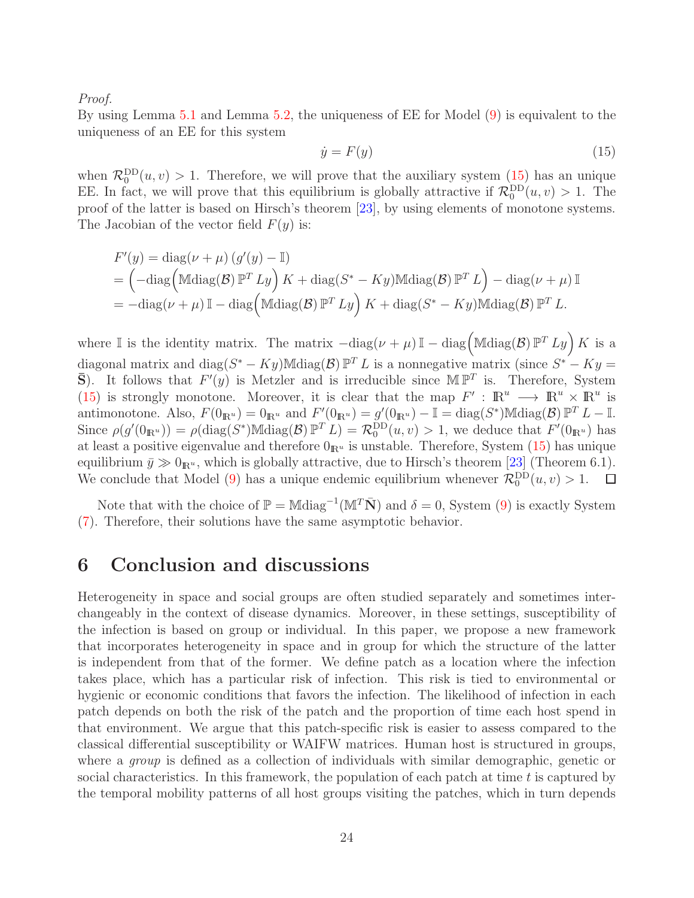*Proof.*
By using Lemma 5.1 and Lemma 5.2, the uniqueness of EE for Model (9) is equivalent to the uniqueness of an EE for this system

$$\dot{y} = F(y) \tag{15}$$

when $\mathcal{R}_0^{\text{DD}}(u,v) > 1$. Therefore, we will prove that the auxiliary system (15) has an unique EE. In fact, we will prove that this equilibrium is globally attractive if $\mathcal{R}_0^{\text{DD}}(u,v) > 1$. The proof of the latter is based on Hirsch's theorem [23], by using elements of monotone systems. The Jacobian of the vector field $F(y)$ is:

$$
\begin{aligned}
F'(y) &= \text{diag}(\nu + \mu)\left(g'(y) - \mathbb{I}\right) \\
&= \Big(-\text{diag}\Big(\mathbb{M}\text{diag}(\mathcal{B})\,\mathbb{P}^T L y\Big)\,K + \text{diag}(S^* - Ky)\mathbb{M}\text{diag}(\mathcal{B})\,\mathbb{P}^T L\Big) - \text{diag}(\nu + \mu)\,\mathbb{I} \\
&= -\text{diag}(\nu + \mu)\,\mathbb{I} - \text{diag}\Big(\mathbb{M}\text{diag}(\mathcal{B})\,\mathbb{P}^T L y\Big)\,K + \text{diag}(S^* - Ky)\mathbb{M}\text{diag}(\mathcal{B})\,\mathbb{P}^T L.
\end{aligned}
$$

where $\mathbb{I}$ is the identity matrix. The matrix $-\text{diag}(\nu + \mu)\,\mathbb{I} - \text{diag}\Big(\mathbb{M}\text{diag}(\mathcal{B})\,\mathbb{P}^T L y\Big)\,K$ is a diagonal matrix and $\text{diag}(S^* - Ky)\mathbb{M}\text{diag}(\mathcal{B})\,\mathbb{P}^T L$ is a nonnegative matrix (since $S^* - Ky = \bar{\mathbf{S}}$). It follows that $F'(y)$ is Metzler and is irreducible since $\mathbb{M}\,\mathbb{P}^T$ is. Therefore, System (15) is strongly monotone. Moreover, it is clear that the map $F' : \mathbb{R}^u \longrightarrow \mathbb{R}^u \times \mathbb{R}^u$ is antimonotone. Also, $F(0_{\mathbb{R}^u}) = 0_{\mathbb{R}^u}$ and $F'(0_{\mathbb{R}^u}) = g'(0_{\mathbb{R}^u}) - \mathbb{I} = \text{diag}(S^*)\mathbb{M}\text{diag}(\mathcal{B})\,\mathbb{P}^T L - \mathbb{I}$. Since $\rho(g'(0_{\mathbb{R}^u})) = \rho(\text{diag}(S^*)\mathbb{M}\text{diag}(\mathcal{B})\,\mathbb{P}^T L) = \mathcal{R}_0^{\text{DD}}(u,v) > 1$, we deduce that $F'(0_{\mathbb{R}^u})$ has at least a positive eigenvalue and therefore $0_{\mathbb{R}^u}$ is unstable. Therefore, System (15) has unique equilibrium $\bar{y} \gg 0_{\mathbb{R}^u}$, which is globally attractive, due to Hirsch's theorem [23] (Theorem 6.1). We conclude that Model (9) has a unique endemic equilibrium whenever $\mathcal{R}_0^{\text{DD}}(u,v) > 1$. $\square$

Note that with the choice of $\mathbb{P} = \mathbb{M}\text{diag}^{-1}(\mathbb{M}^T\bar{\mathbf{N}})$ and $\delta = 0$, System (9) is exactly System (7). Therefore, their solutions have the same asymptotic behavior.

# 6 Conclusion and discussions

Heterogeneity in space and social groups are often studied separately and sometimes interchangeably in the context of disease dynamics. Moreover, in these settings, susceptibility of the infection is based on group or individual. In this paper, we propose a new framework that incorporates heterogeneity in space and in group for which the structure of the latter is independent from that of the former. We define patch as a location where the infection takes place, which has a particular risk of infection. This risk is tied to environmental or hygienic or economic conditions that favors the infection. The likelihood of infection in each patch depends on both the risk of the patch and the proportion of time each host spend in that environment. We argue that this patch-specific risk is easier to assess compared to the classical differential susceptibility or WAIFW matrices. Human host is structured in groups, where a *group* is defined as a collection of individuals with similar demographic, genetic or social characteristics. In this framework, the population of each patch at time $t$ is captured by the temporal mobility patterns of all host groups visiting the patches, which in turn depends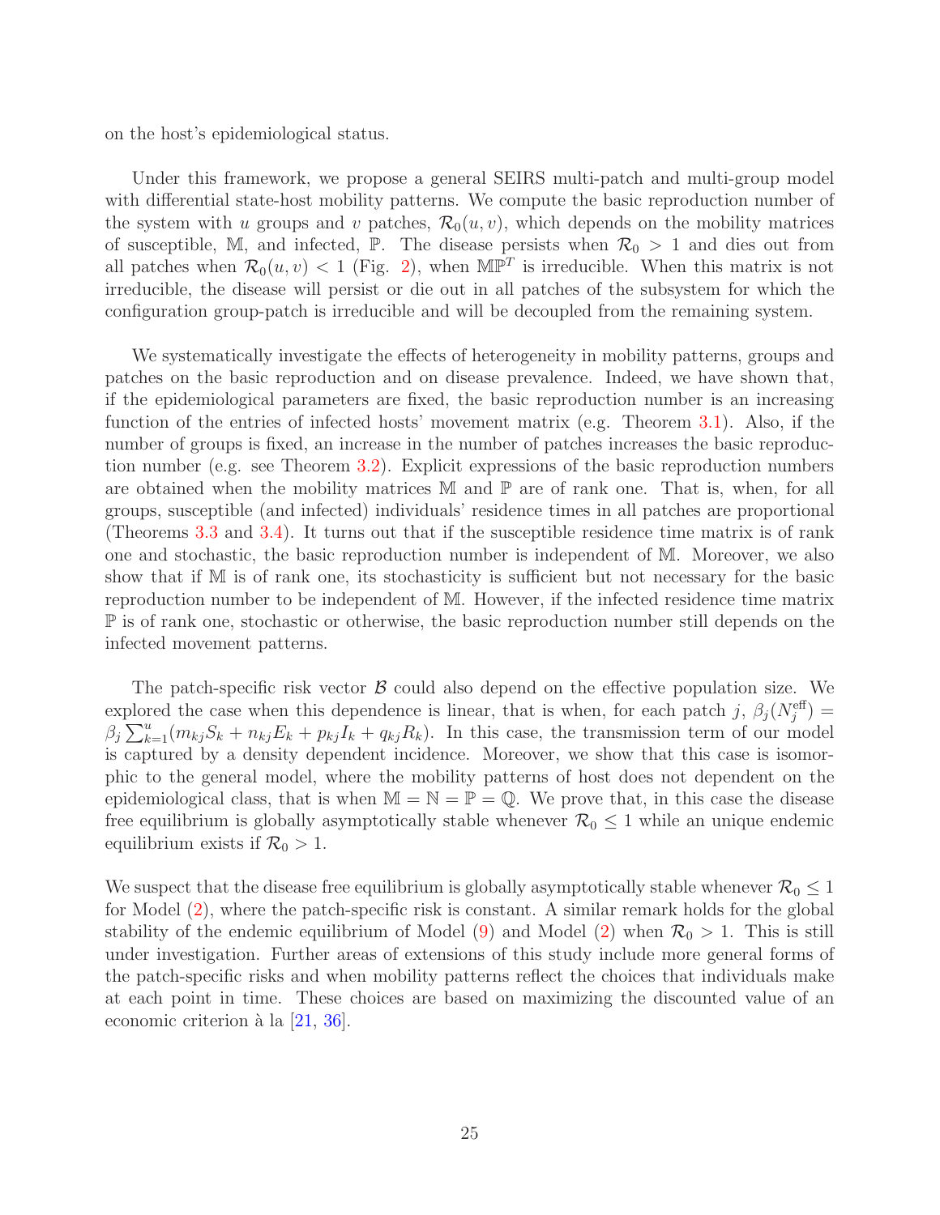on the host's epidemiological status.

Under this framework, we propose a general SEIRS multi-patch and multi-group model with differential state-host mobility patterns. We compute the basic reproduction number of the system with $u$ groups and $v$ patches, $\mathcal{R}_0(u,v)$, which depends on the mobility matrices of susceptible, $\mathbb{M}$, and infected, $\mathbb{P}$. The disease persists when $\mathcal{R}_0 > 1$ and dies out from all patches when $\mathcal{R}_0(u,v) < 1$ (Fig. 2), when $\mathbb{M}\mathbb{P}^T$ is irreducible. When this matrix is not irreducible, the disease will persist or die out in all patches of the subsystem for which the configuration group-patch is irreducible and will be decoupled from the remaining system.

We systematically investigate the effects of heterogeneity in mobility patterns, groups and patches on the basic reproduction and on disease prevalence. Indeed, we have shown that, if the epidemiological parameters are fixed, the basic reproduction number is an increasing function of the entries of infected hosts' movement matrix (e.g. Theorem 3.1). Also, if the number of groups is fixed, an increase in the number of patches increases the basic reproduction number (e.g. see Theorem 3.2). Explicit expressions of the basic reproduction numbers are obtained when the mobility matrices $\mathbb{M}$ and $\mathbb{P}$ are of rank one. That is, when, for all groups, susceptible (and infected) individuals' residence times in all patches are proportional (Theorems 3.3 and 3.4). It turns out that if the susceptible residence time matrix is of rank one and stochastic, the basic reproduction number is independent of $\mathbb{M}$. Moreover, we also show that if $\mathbb{M}$ is of rank one, its stochasticity is sufficient but not necessary for the basic reproduction number to be independent of $\mathbb{M}$. However, if the infected residence time matrix $\mathbb{P}$ is of rank one, stochastic or otherwise, the basic reproduction number still depends on the infected movement patterns.

The patch-specific risk vector $\mathcal{B}$ could also depend on the effective population size. We explored the case when this dependence is linear, that is when, for each patch $j$, $\beta_j(N_j^{\text{eff}}) = \beta_j \sum_{k=1}^{u}(m_{kj}S_k + n_{kj}E_k + p_{kj}I_k + q_{kj}R_k)$. In this case, the transmission term of our model is captured by a density dependent incidence. Moreover, we show that this case is isomorphic to the general model, where the mobility patterns of host does not dependent on the epidemiological class, that is when $\mathbb{M} = \mathbb{N} = \mathbb{P} = \mathbb{Q}$. We prove that, in this case the disease free equilibrium is globally asymptotically stable whenever $\mathcal{R}_0 \leq 1$ while an unique endemic equilibrium exists if $\mathcal{R}_0 > 1$.

We suspect that the disease free equilibrium is globally asymptotically stable whenever $\mathcal{R}_0 \leq 1$ for Model (2), where the patch-specific risk is constant. A similar remark holds for the global stability of the endemic equilibrium of Model (9) and Model (2) when $\mathcal{R}_0 > 1$. This is still under investigation. Further areas of extensions of this study include more general forms of the patch-specific risks and when mobility patterns reflect the choices that individuals make at each point in time. These choices are based on maximizing the discounted value of an economic criterion à la [21, 36].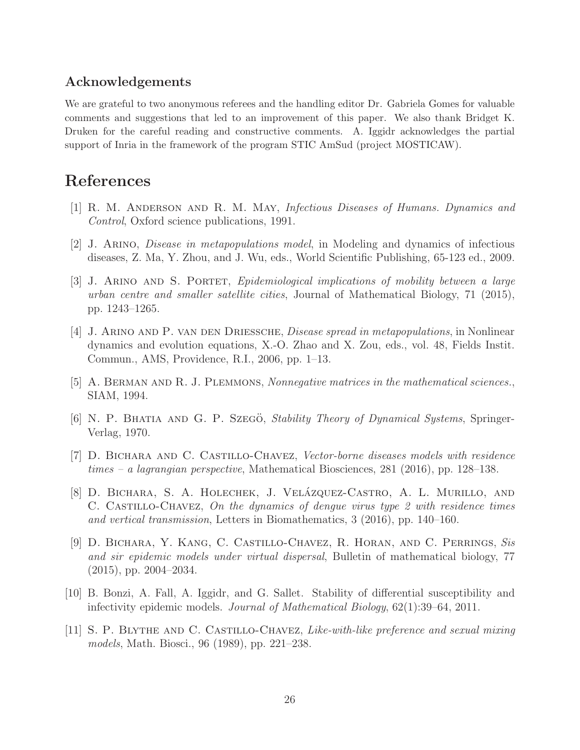## Acknowledgements

We are grateful to two anonymous referees and the handling editor Dr. Gabriela Gomes for valuable comments and suggestions that led to an improvement of this paper. We also thank Bridget K. Druken for the careful reading and constructive comments. A. Iggidr acknowledges the partial support of Inria in the framework of the program STIC AmSud (project MOSTICAW).

# References

[1] R. M. Anderson and R. M. May, *Infectious Diseases of Humans. Dynamics and Control*, Oxford science publications, 1991.

[2] J. Arino, *Disease in metapopulations model*, in Modeling and dynamics of infectious diseases, Z. Ma, Y. Zhou, and J. Wu, eds., World Scientific Publishing, 65-123 ed., 2009.

[3] J. Arino and S. Portet, *Epidemiological implications of mobility between a large urban centre and smaller satellite cities*, Journal of Mathematical Biology, 71 (2015), pp. 1243–1265.

[4] J. Arino and P. van den Driessche, *Disease spread in metapopulations*, in Nonlinear dynamics and evolution equations, X.-O. Zhao and X. Zou, eds., vol. 48, Fields Instit. Commun., AMS, Providence, R.I., 2006, pp. 1–13.

[5] A. Berman and R. J. Plemmons, *Nonnegative matrices in the mathematical sciences.*, SIAM, 1994.

[6] N. P. Bhatia and G. P. Szegö, *Stability Theory of Dynamical Systems*, Springer-Verlag, 1970.

[7] D. Bichara and C. Castillo-Chavez, *Vector-borne diseases models with residence times – a lagrangian perspective*, Mathematical Biosciences, 281 (2016), pp. 128–138.

[8] D. Bichara, S. A. Holechek, J. Velázquez-Castro, A. L. Murillo, and C. Castillo-Chavez, *On the dynamics of dengue virus type 2 with residence times and vertical transmission*, Letters in Biomathematics, 3 (2016), pp. 140–160.

[9] D. Bichara, Y. Kang, C. Castillo-Chavez, R. Horan, and C. Perrings, *Sis and sir epidemic models under virtual dispersal*, Bulletin of mathematical biology, 77 (2015), pp. 2004–2034.

[10] B. Bonzi, A. Fall, A. Iggidr, and G. Sallet. Stability of differential susceptibility and infectivity epidemic models. *Journal of Mathematical Biology*, 62(1):39–64, 2011.

[11] S. P. Blythe and C. Castillo-Chavez, *Like-with-like preference and sexual mixing models*, Math. Biosci., 96 (1989), pp. 221–238.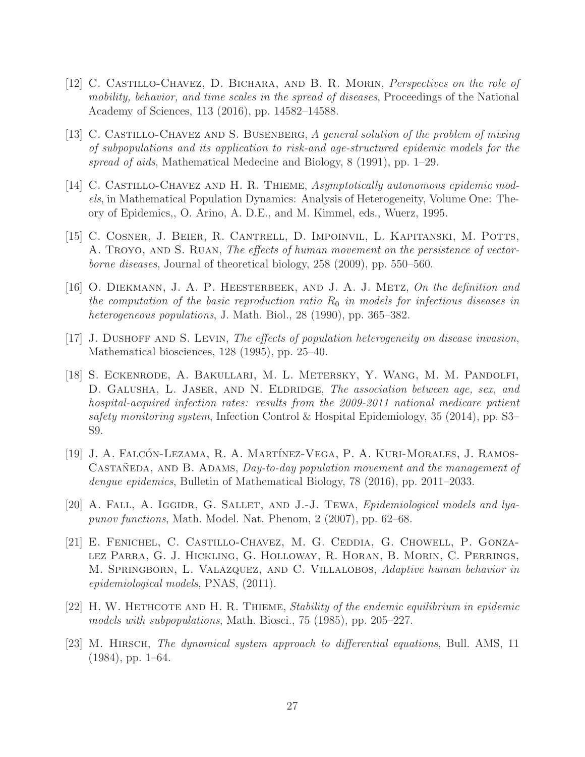[12] C. Castillo-Chavez, D. Bichara, and B. R. Morin, *Perspectives on the role of mobility, behavior, and time scales in the spread of diseases*, Proceedings of the National Academy of Sciences, 113 (2016), pp. 14582–14588.

[13] C. Castillo-Chavez and S. Busenberg, *A general solution of the problem of mixing of subpopulations and its application to risk-and age-structured epidemic models for the spread of aids*, Mathematical Medecine and Biology, 8 (1991), pp. 1–29.

[14] C. Castillo-Chavez and H. R. Thieme, *Asymptotically autonomous epidemic models*, in Mathematical Population Dynamics: Analysis of Heterogeneity, Volume One: Theory of Epidemics,, O. Arino, A. D.E., and M. Kimmel, eds., Wuerz, 1995.

[15] C. Cosner, J. Beier, R. Cantrell, D. Impoinvil, L. Kapitanski, M. Potts, A. Troyo, and S. Ruan, *The effects of human movement on the persistence of vector-borne diseases*, Journal of theoretical biology, 258 (2009), pp. 550–560.

[16] O. Diekmann, J. A. P. Heesterbeek, and J. A. J. Metz, *On the definition and the computation of the basic reproduction ratio $R_0$ in models for infectious diseases in heterogeneous populations*, J. Math. Biol., 28 (1990), pp. 365–382.

[17] J. Dushoff and S. Levin, *The effects of population heterogeneity on disease invasion*, Mathematical biosciences, 128 (1995), pp. 25–40.

[18] S. Eckenrode, A. Bakullari, M. L. Metersky, Y. Wang, M. M. Pandolfi, D. Galusha, L. Jaser, and N. Eldridge, *The association between age, sex, and hospital-acquired infection rates: results from the 2009-2011 national medicare patient safety monitoring system*, Infection Control & Hospital Epidemiology, 35 (2014), pp. S3–S9.

[19] J. A. Falcón-Lezama, R. A. Martínez-Vega, P. A. Kuri-Morales, J. Ramos-Castañeda, and B. Adams, *Day-to-day population movement and the management of dengue epidemics*, Bulletin of Mathematical Biology, 78 (2016), pp. 2011–2033.

[20] A. Fall, A. Iggidr, G. Sallet, and J.-J. Tewa, *Epidemiological models and lyapunov functions*, Math. Model. Nat. Phenom, 2 (2007), pp. 62–68.

[21] E. Fenichel, C. Castillo-Chavez, M. G. Ceddia, G. Chowell, P. Gonzalez Parra, G. J. Hickling, G. Holloway, R. Horan, B. Morin, C. Perrings, M. Springborn, L. Valazquez, and C. Villalobos, *Adaptive human behavior in epidemiological models*, PNAS, (2011).

[22] H. W. Hethcote and H. R. Thieme, *Stability of the endemic equilibrium in epidemic models with subpopulations*, Math. Biosci., 75 (1985), pp. 205–227.

[23] M. Hirsch, *The dynamical system approach to differential equations*, Bull. AMS, 11 (1984), pp. 1–64.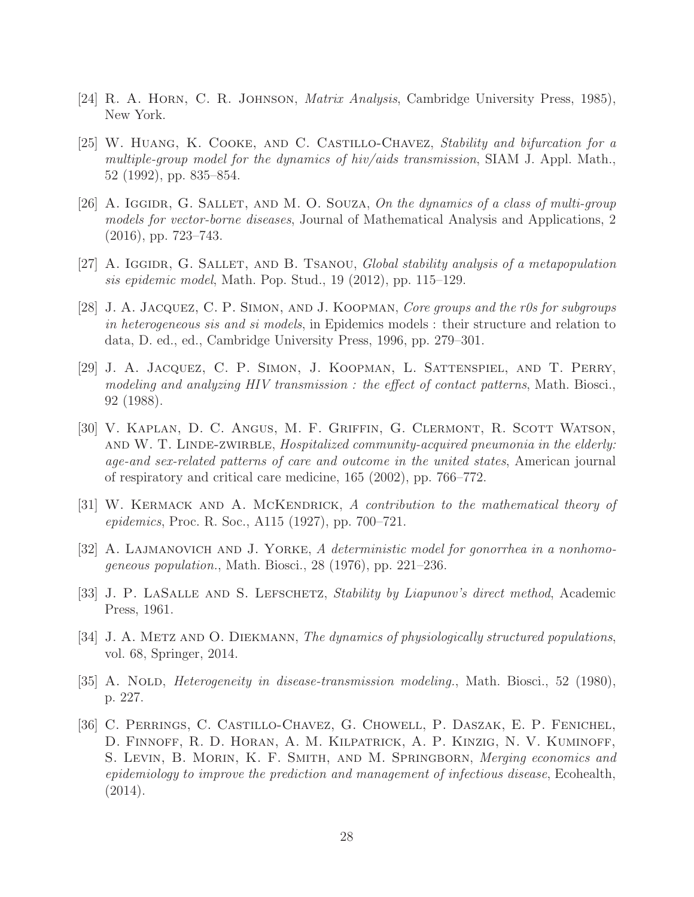[24] R. A. Horn, C. R. Johnson, *Matrix Analysis*, Cambridge University Press, 1985), New York.

[25] W. Huang, K. Cooke, and C. Castillo-Chavez, *Stability and bifurcation for a multiple-group model for the dynamics of hiv/aids transmission*, SIAM J. Appl. Math., 52 (1992), pp. 835–854.

[26] A. Iggidr, G. Sallet, and M. O. Souza, *On the dynamics of a class of multi-group models for vector-borne diseases*, Journal of Mathematical Analysis and Applications, 2 (2016), pp. 723–743.

[27] A. Iggidr, G. Sallet, and B. Tsanou, *Global stability analysis of a metapopulation sis epidemic model*, Math. Pop. Stud., 19 (2012), pp. 115–129.

[28] J. A. Jacquez, C. P. Simon, and J. Koopman, *Core groups and the r0s for subgroups in heterogeneous sis and si models*, in Epidemics models : their structure and relation to data, D. ed., ed., Cambridge University Press, 1996, pp. 279–301.

[29] J. A. Jacquez, C. P. Simon, J. Koopman, L. Sattenspiel, and T. Perry, *modeling and analyzing HIV transmission : the effect of contact patterns*, Math. Biosci., 92 (1988).

[30] V. Kaplan, D. C. Angus, M. F. Griffin, G. Clermont, R. Scott Watson, and W. T. Linde-zwirble, *Hospitalized community-acquired pneumonia in the elderly: age-and sex-related patterns of care and outcome in the united states*, American journal of respiratory and critical care medicine, 165 (2002), pp. 766–772.

[31] W. Kermack and A. McKendrick, *A contribution to the mathematical theory of epidemics*, Proc. R. Soc., A115 (1927), pp. 700–721.

[32] A. Lajmanovich and J. Yorke, *A deterministic model for gonorrhea in a nonhomogeneous population.*, Math. Biosci., 28 (1976), pp. 221–236.

[33] J. P. LaSalle and S. Lefschetz, *Stability by Liapunov's direct method*, Academic Press, 1961.

[34] J. A. Metz and O. Diekmann, *The dynamics of physiologically structured populations*, vol. 68, Springer, 2014.

[35] A. Nold, *Heterogeneity in disease-transmission modeling.*, Math. Biosci., 52 (1980), p. 227.

[36] C. Perrings, C. Castillo-Chavez, G. Chowell, P. Daszak, E. P. Fenichel, D. Finnoff, R. D. Horan, A. M. Kilpatrick, A. P. Kinzig, N. V. Kuminoff, S. Levin, B. Morin, K. F. Smith, and M. Springborn, *Merging economics and epidemiology to improve the prediction and management of infectious disease*, Ecohealth, (2014).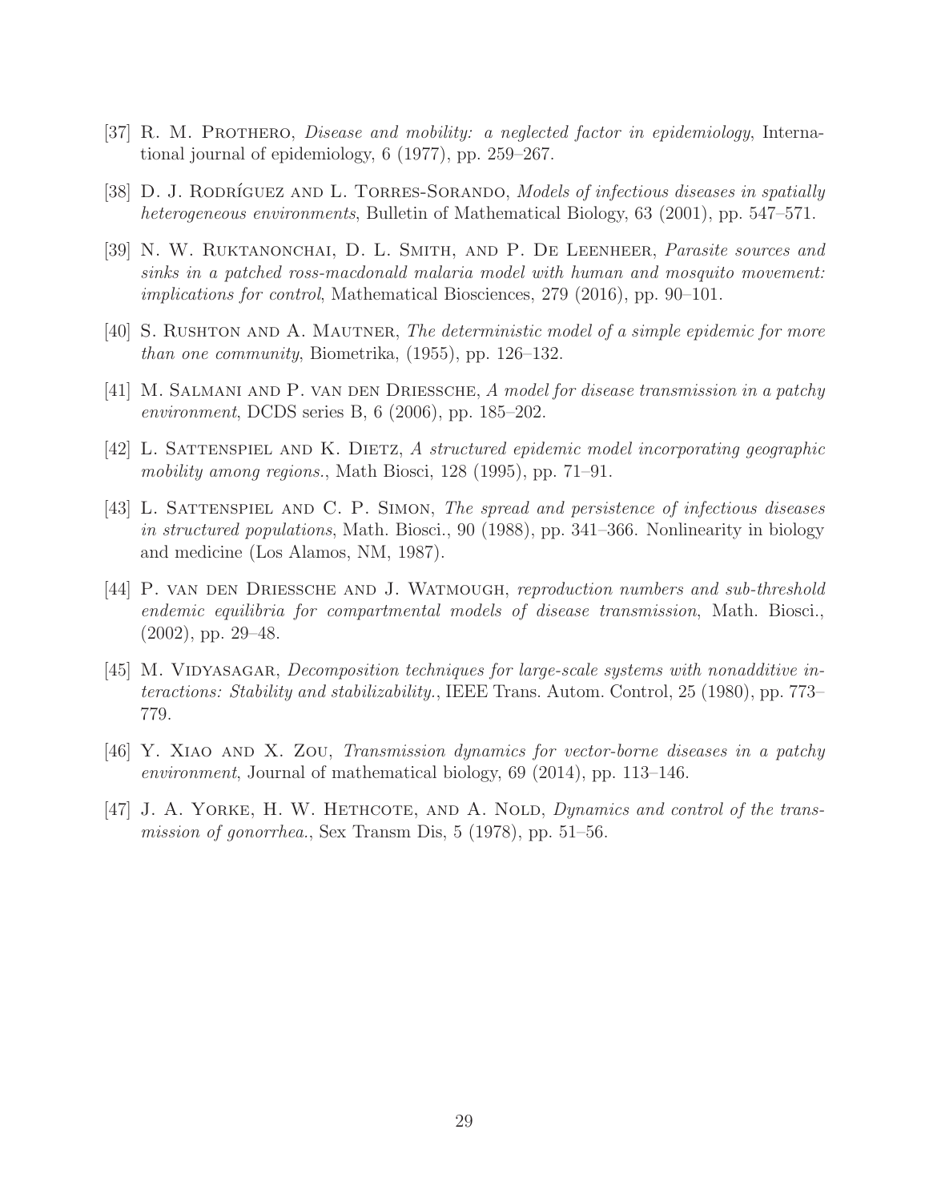[37] R. M. Prothero, *Disease and mobility: a neglected factor in epidemiology*, International journal of epidemiology, 6 (1977), pp. 259–267.

[38] D. J. Rodríguez and L. Torres-Sorando, *Models of infectious diseases in spatially heterogeneous environments*, Bulletin of Mathematical Biology, 63 (2001), pp. 547–571.

[39] N. W. Ruktanonchai, D. L. Smith, and P. De Leenheer, *Parasite sources and sinks in a patched ross-macdonald malaria model with human and mosquito movement: implications for control*, Mathematical Biosciences, 279 (2016), pp. 90–101.

[40] S. Rushton and A. Mautner, *The deterministic model of a simple epidemic for more than one community*, Biometrika, (1955), pp. 126–132.

[41] M. Salmani and P. van den Driessche, *A model for disease transmission in a patchy environment*, DCDS series B, 6 (2006), pp. 185–202.

[42] L. Sattenspiel and K. Dietz, *A structured epidemic model incorporating geographic mobility among regions.*, Math Biosci, 128 (1995), pp. 71–91.

[43] L. Sattenspiel and C. P. Simon, *The spread and persistence of infectious diseases in structured populations*, Math. Biosci., 90 (1988), pp. 341–366. Nonlinearity in biology and medicine (Los Alamos, NM, 1987).

[44] P. van den Driessche and J. Watmough, *reproduction numbers and sub-threshold endemic equilibria for compartmental models of disease transmission*, Math. Biosci., (2002), pp. 29–48.

[45] M. Vidyasagar, *Decomposition techniques for large-scale systems with nonadditive interactions: Stability and stabilizability.*, IEEE Trans. Autom. Control, 25 (1980), pp. 773–779.

[46] Y. Xiao and X. Zou, *Transmission dynamics for vector-borne diseases in a patchy environment*, Journal of mathematical biology, 69 (2014), pp. 113–146.

[47] J. A. Yorke, H. W. Hethcote, and A. Nold, *Dynamics and control of the transmission of gonorrhea.*, Sex Transm Dis, 5 (1978), pp. 51–56.